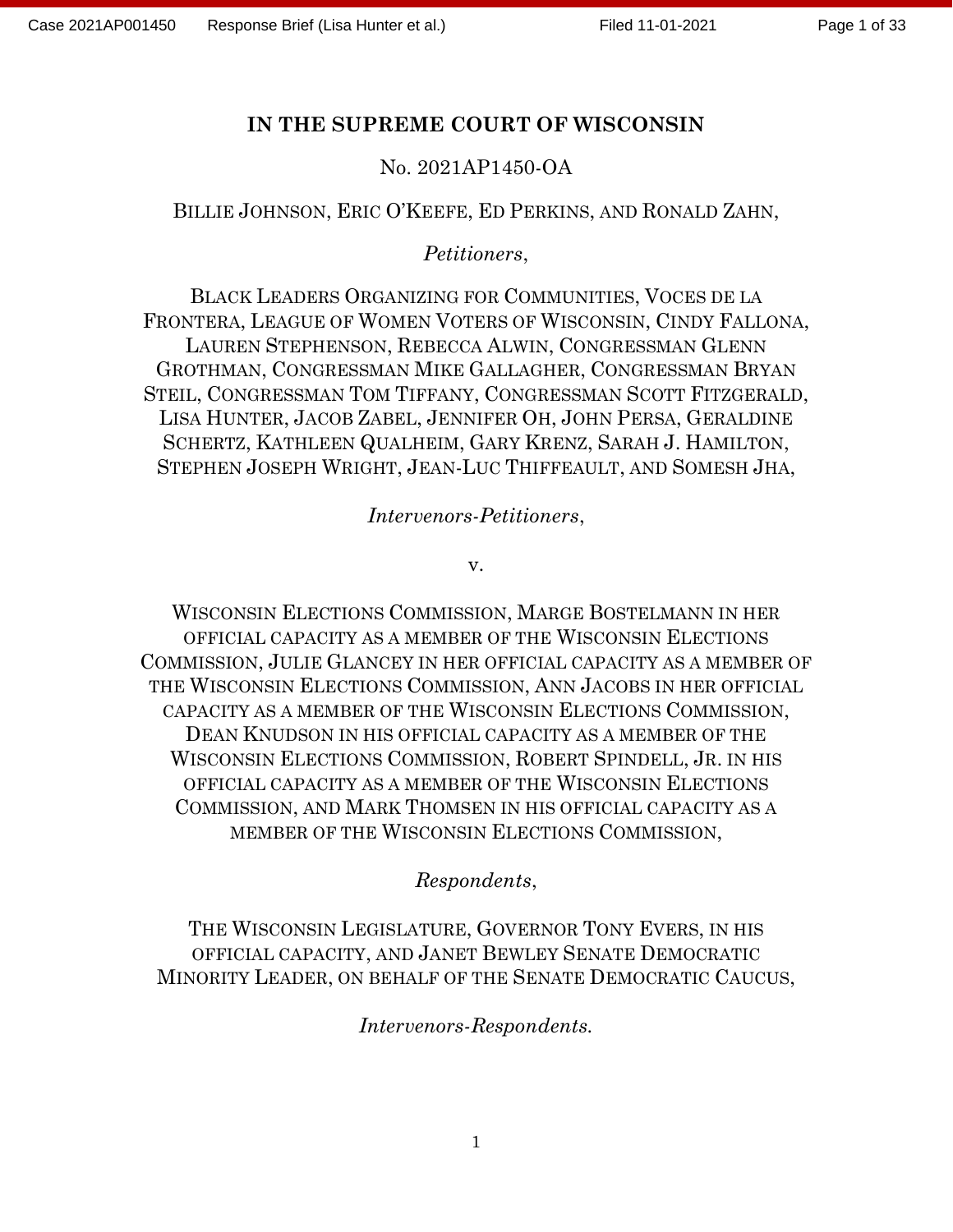# IN THE SUPREME COURT OF WISCONSIN

No. 2021AP1450-OA

BILLIE JOHNSON, ERIC O'KEEFE, ED PERKINS, AND RONALD ZAHN,

*Petitioners*,

BLACK LEADERS ORGANIZING FOR COMMUNITIES, VOCES DE LA FRONTERA, LEAGUE OF WOMEN VOTERS OF WISCONSIN, CINDY FALLONA, LAUREN STEPHENSON, REBECCA ALWIN, CONGRESSMAN GLENN GROTHMAN, CONGRESSMAN MIKE GALLAGHER, CONGRESSMAN BRYAN STEIL, CONGRESSMAN TOM TIFFANY, CONGRESSMAN SCOTT FITZGERALD, LISA HUNTER, JACOB ZABEL, JENNIFER OH, JOHN PERSA, GERALDINE SCHERTZ, KATHLEEN QUALHEIM, GARY KRENZ, SARAH J. HAMILTON, STEPHEN JOSEPH WRIGHT, JEAN-LUC THIFFEAULT, AND SOMESH JHA,

*Intervenors-Petitioners*,

v.

WISCONSIN ELECTIONS COMMISSION, MARGE BOSTELMANN IN HER OFFICIAL CAPACITY AS A MEMBER OF THE WISCONSIN ELECTIONS COMMISSION, JULIE GLANCEY IN HER OFFICIAL CAPACITY AS A MEMBER OF THE WISCONSIN ELECTIONS COMMISSION, ANN JACOBS IN HER OFFICIAL CAPACITY AS A MEMBER OF THE WISCONSIN ELECTIONS COMMISSION, DEAN KNUDSON IN HIS OFFICIAL CAPACITY AS A MEMBER OF THE WISCONSIN ELECTIONS COMMISSION, ROBERT SPINDELL, JR. IN HIS OFFICIAL CAPACITY AS A MEMBER OF THE WISCONSIN ELECTIONS COMMISSION, AND MARK THOMSEN IN HIS OFFICIAL CAPACITY AS A MEMBER OF THE WISCONSIN ELECTIONS COMMISSION,

*Respondents*,

THE WISCONSIN LEGISLATURE, GOVERNOR TONY EVERS, IN HIS OFFICIAL CAPACITY, AND JANET BEWLEY SENATE DEMOCRATIC MINORITY LEADER, ON BEHALF OF THE SENATE DEMOCRATIC CAUCUS,

*Intervenors-Respondents.*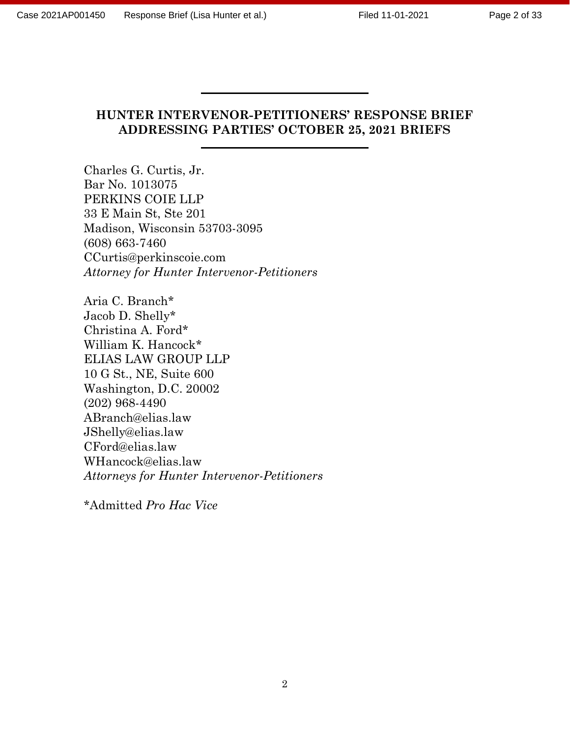---

**HUNTER INTERVENOR-PETITIONERS' RESPONSE BRIEF ADDRESSING PARTIES' OCTOBER 25, 2021 BRIEFS**

---

Charles G. Curtis, Jr.
Bar No. 1013075
PERKINS COIE LLP
33 E Main St, Ste 201
Madison, Wisconsin 53703-3095
(608) 663-7460
CCurtis@perkinscoie.com
*Attorney for Hunter Intervenor-Petitioners*

Aria C. Branch*
Jacob D. Shelly*
Christina A. Ford*
William K. Hancock*
ELIAS LAW GROUP LLP
10 G St., NE, Suite 600
Washington, D.C. 20002
(202) 968-4490
ABranch@elias.law
JShelly@elias.law
CFord@elias.law
WHancock@elias.law
*Attorneys for Hunter Intervenor-Petitioners*

*Admitted *Pro Hac Vice*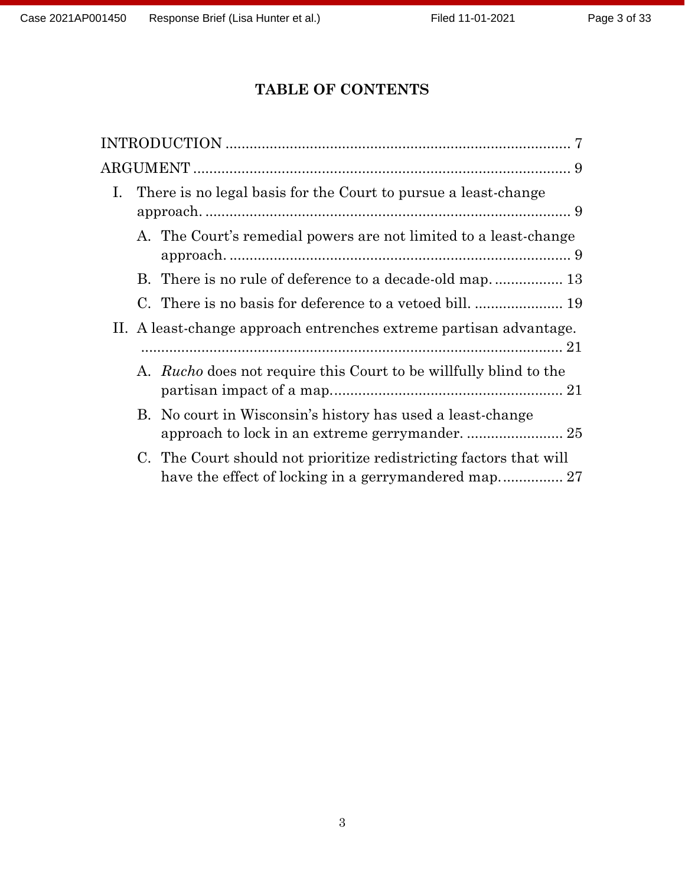## TABLE OF CONTENTS

INTRODUCTION ..................................................................................... 7

ARGUMENT ............................................................................................ 9

- I. There is no legal basis for the Court to pursue a least-change approach. ........................................................................................... 9
  - A. The Court's remedial powers are not limited to a least-change approach. ..................................................................................... 9
  - B. There is no rule of deference to a decade-old map. ................. 13
  - C. There is no basis for deference to a vetoed bill. ...................... 19
- II. A least-change approach entrenches extreme partisan advantage. ......................................................................................................... 21
  - A. *Rucho* does not require this Court to be willfully blind to the partisan impact of a map.......................................................... 21
  - B. No court in Wisconsin's history has used a least-change approach to lock in an extreme gerrymander. ........................ 25
  - C. The Court should not prioritize redistricting factors that will have the effect of locking in a gerrymandered map............... 27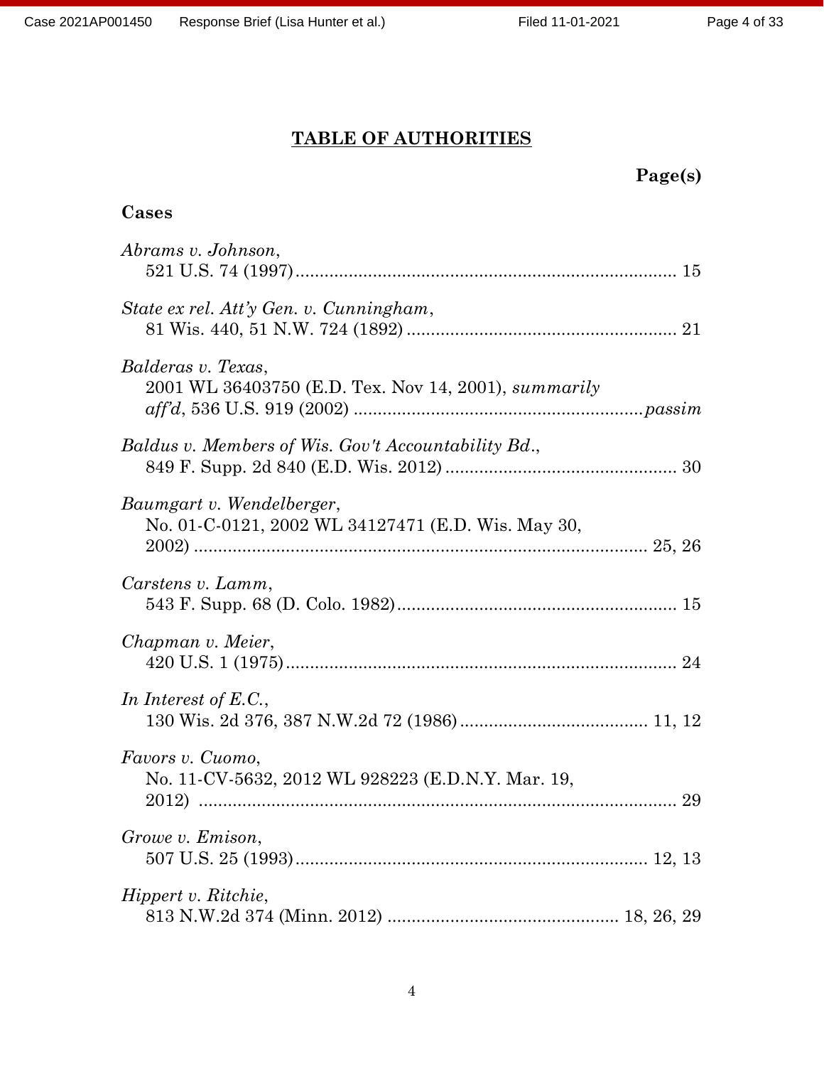## TABLE OF AUTHORITIES

**Page(s)**

**Cases**

*Abrams v. Johnson*,
521 U.S. 74 (1997) ........ 15

*State ex rel. Att'y Gen. v. Cunningham*,
81 Wis. 440, 51 N.W. 724 (1892) ........ 21

*Balderas v. Texas*,
2001 WL 36403750 (E.D. Tex. Nov 14, 2001), *summarily aff'd*, 536 U.S. 919 (2002) ........ *passim*

*Baldus v. Members of Wis. Gov't Accountability Bd.*,
849 F. Supp. 2d 840 (E.D. Wis. 2012) ........ 30

*Baumgart v. Wendelberger*,
No. 01-C-0121, 2002 WL 34127471 (E.D. Wis. May 30, 2002) ........ 25, 26

*Carstens v. Lamm*,
543 F. Supp. 68 (D. Colo. 1982) ........ 15

*Chapman v. Meier*,
420 U.S. 1 (1975) ........ 24

*In Interest of E.C.*,
130 Wis. 2d 376, 387 N.W.2d 72 (1986) ........ 11, 12

*Favors v. Cuomo*,
No. 11-CV-5632, 2012 WL 928223 (E.D.N.Y. Mar. 19, 2012) ........ 29

*Growe v. Emison*,
507 U.S. 25 (1993) ........ 12, 13

*Hippert v. Ritchie*,
813 N.W.2d 374 (Minn. 2012) ........ 18, 26, 29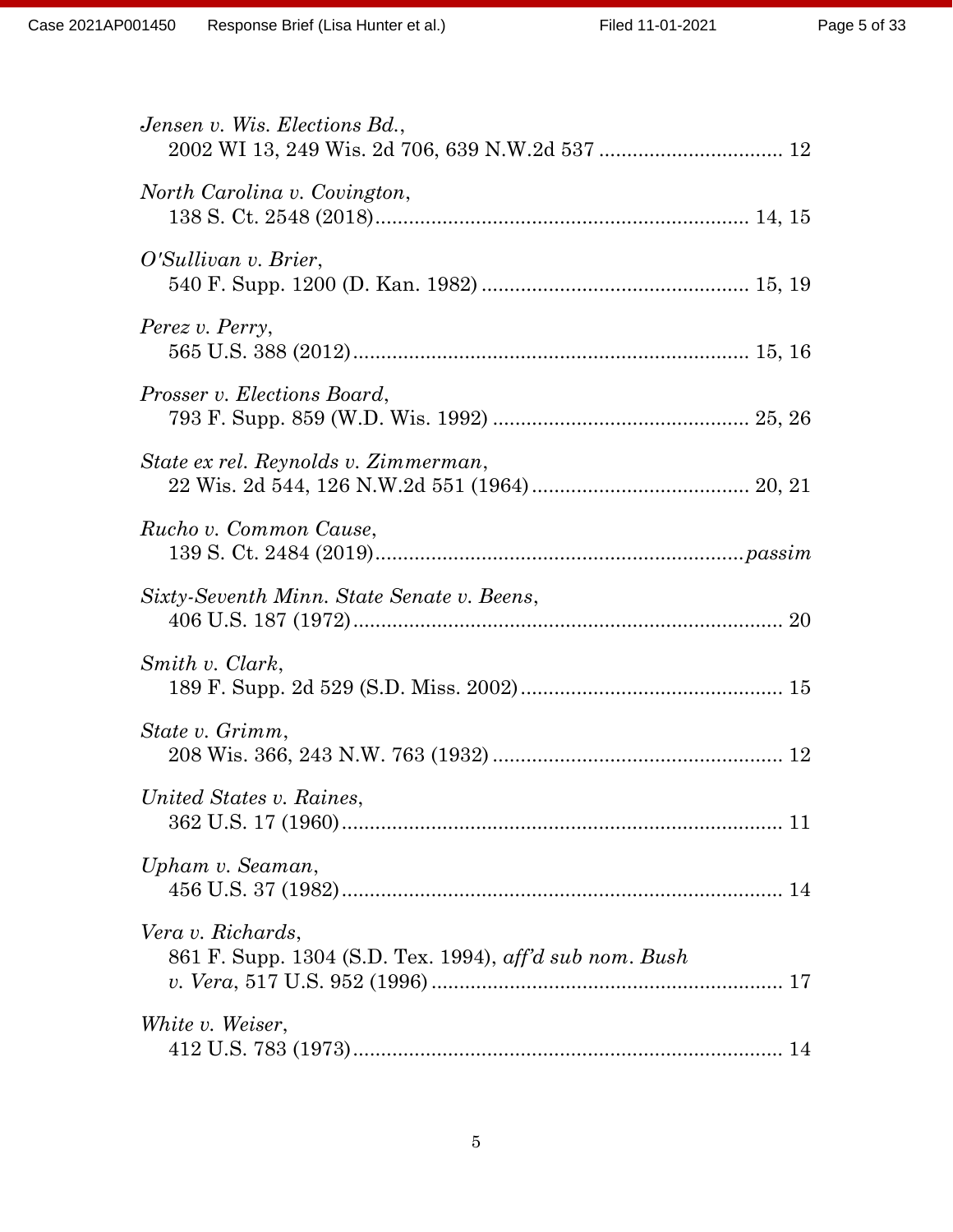*Jensen v. Wis. Elections Bd.*,
2002 WI 13, 249 Wis. 2d 706, 639 N.W.2d 537 ................................ 12

*North Carolina v. Covington*,
138 S. Ct. 2548 (2018).................................................................. 14, 15

*O'Sullivan v. Brier*,
540 F. Supp. 1200 (D. Kan. 1982) ............................................... 15, 19

*Perez v. Perry*,
565 U.S. 388 (2012)...................................................................... 15, 16

*Prosser v. Elections Board*,
793 F. Supp. 859 (W.D. Wis. 1992) ............................................. 25, 26

*State ex rel. Reynolds v. Zimmerman*,
22 Wis. 2d 544, 126 N.W.2d 551 (1964)...................................... 20, 21

*Rucho v. Common Cause*,
139 S. Ct. 2484 (2019)................................................................. *passim*

*Sixty-Seventh Minn. State Senate v. Beens*,
406 U.S. 187 (1972)............................................................................ 20

*Smith v. Clark*,
189 F. Supp. 2d 529 (S.D. Miss. 2002).............................................. 15

*State v. Grimm*,
208 Wis. 366, 243 N.W. 763 (1932) ................................................... 12

*United States v. Raines*,
362 U.S. 17 (1960).............................................................................. 11

*Upham v. Seaman*,
456 U.S. 37 (1982).............................................................................. 14

*Vera v. Richards*,
861 F. Supp. 1304 (S.D. Tex. 1994), *aff'd sub nom. Bush v. Vera*, 517 U.S. 952 (1996) .............................................................. 17

*White v. Weiser*,
412 U.S. 783 (1973)............................................................................ 14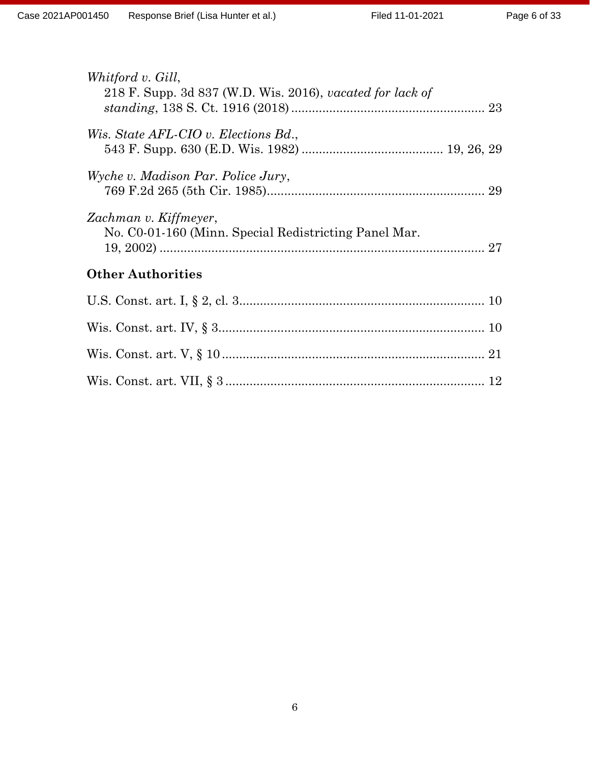*Whitford v. Gill*,
218 F. Supp. 3d 837 (W.D. Wis. 2016), *vacated for lack of standing*, 138 S. Ct. 1916 (2018) ........................................................ 23

*Wis. State AFL-CIO v. Elections Bd.*,
543 F. Supp. 630 (E.D. Wis. 1982) ......................................... 19, 26, 29

*Wyche v. Madison Par. Police Jury*,
769 F.2d 265 (5th Cir. 1985)............................................................... 29

*Zachman v. Kiffmeyer*,
No. C0-01-160 (Minn. Special Redistricting Panel Mar. 19, 2002) .............................................................................................. 27

**Other Authorities**

U.S. Const. art. I, § 2, cl. 3...................................................................... 10

Wis. Const. art. IV, § 3............................................................................ 10

Wis. Const. art. V, § 10 ........................................................................... 21

Wis. Const. art. VII, § 3 .......................................................................... 12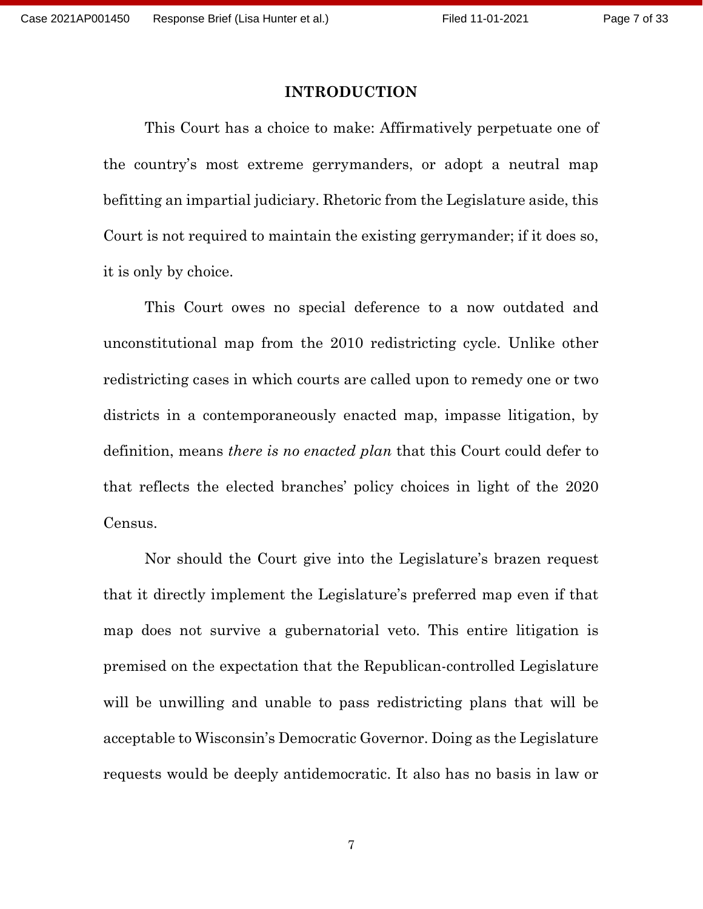## INTRODUCTION

This Court has a choice to make: Affirmatively perpetuate one of the country's most extreme gerrymanders, or adopt a neutral map befitting an impartial judiciary. Rhetoric from the Legislature aside, this Court is not required to maintain the existing gerrymander; if it does so, it is only by choice.

This Court owes no special deference to a now outdated and unconstitutional map from the 2010 redistricting cycle. Unlike other redistricting cases in which courts are called upon to remedy one or two districts in a contemporaneously enacted map, impasse litigation, by definition, means *there is no enacted plan* that this Court could defer to that reflects the elected branches' policy choices in light of the 2020 Census.

Nor should the Court give into the Legislature's brazen request that it directly implement the Legislature's preferred map even if that map does not survive a gubernatorial veto. This entire litigation is premised on the expectation that the Republican-controlled Legislature will be unwilling and unable to pass redistricting plans that will be acceptable to Wisconsin's Democratic Governor. Doing as the Legislature requests would be deeply antidemocratic. It also has no basis in law or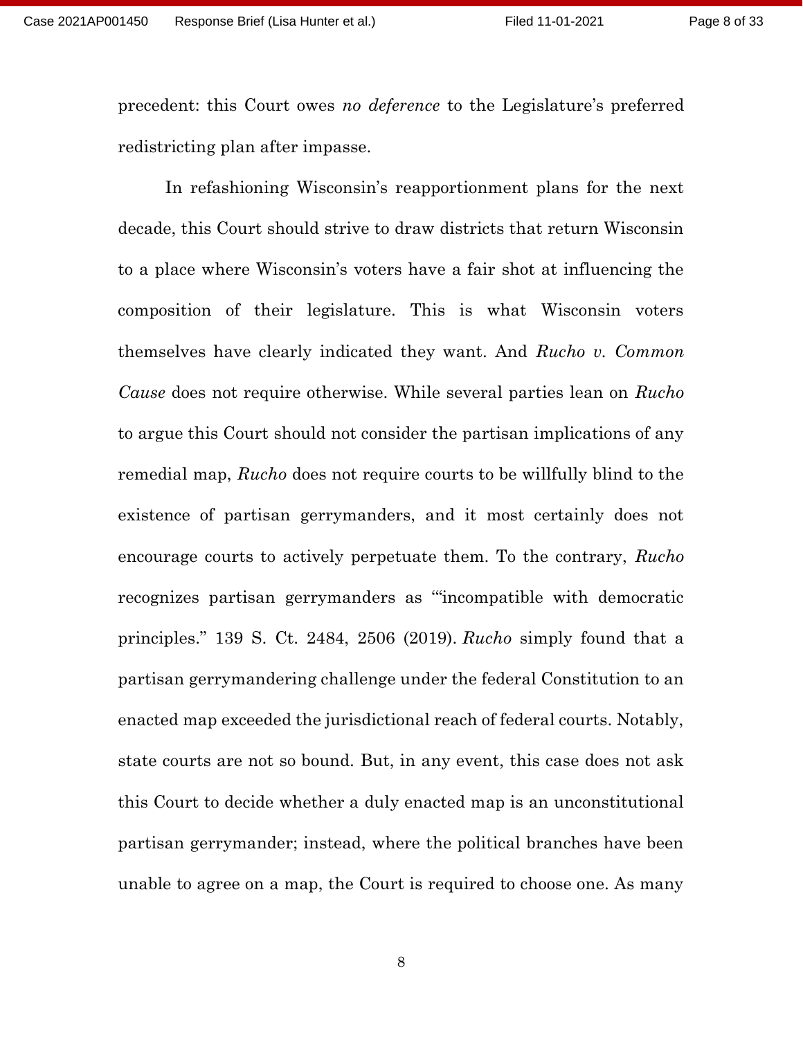precedent: this Court owes *no deference* to the Legislature's preferred redistricting plan after impasse.

In refashioning Wisconsin's reapportionment plans for the next decade, this Court should strive to draw districts that return Wisconsin to a place where Wisconsin's voters have a fair shot at influencing the composition of their legislature. This is what Wisconsin voters themselves have clearly indicated they want. And *Rucho v. Common Cause* does not require otherwise. While several parties lean on *Rucho* to argue this Court should not consider the partisan implications of any remedial map, *Rucho* does not require courts to be willfully blind to the existence of partisan gerrymanders, and it most certainly does not encourage courts to actively perpetuate them. To the contrary, *Rucho* recognizes partisan gerrymanders as "'incompatible with democratic principles." 139 S. Ct. 2484, 2506 (2019). *Rucho* simply found that a partisan gerrymandering challenge under the federal Constitution to an enacted map exceeded the jurisdictional reach of federal courts. Notably, state courts are not so bound. But, in any event, this case does not ask this Court to decide whether a duly enacted map is an unconstitutional partisan gerrymander; instead, where the political branches have been unable to agree on a map, the Court is required to choose one. As many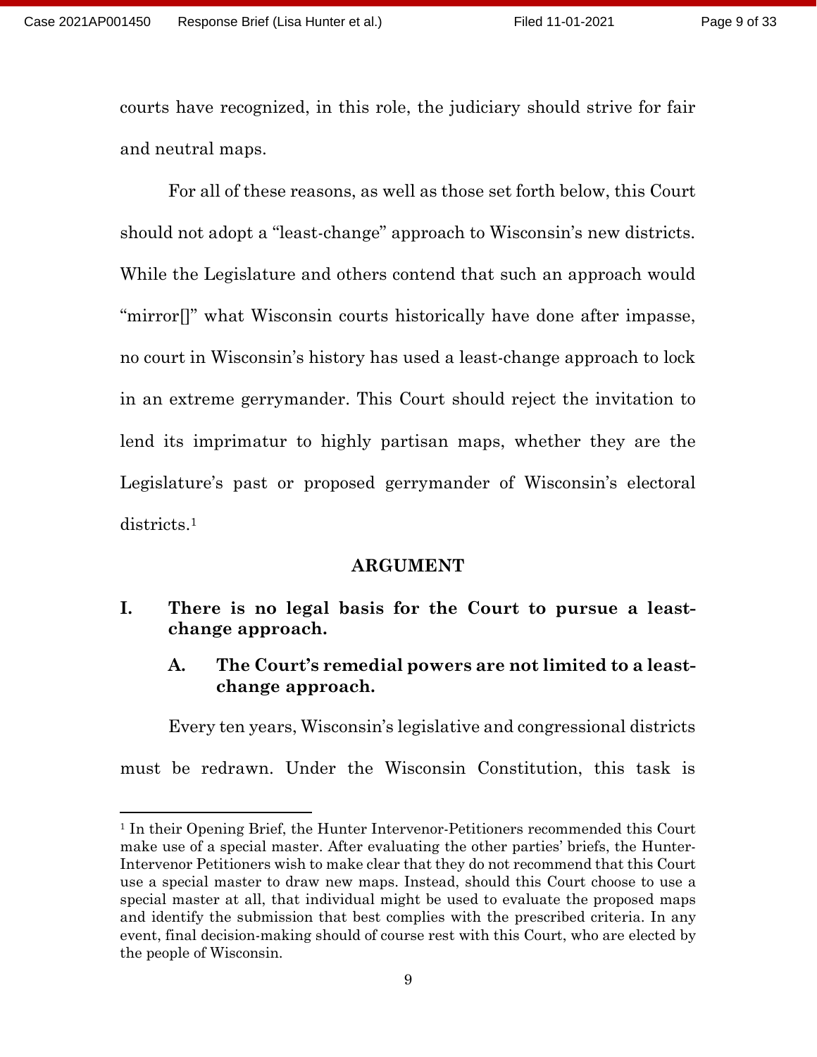courts have recognized, in this role, the judiciary should strive for fair and neutral maps.

For all of these reasons, as well as those set forth below, this Court should not adopt a "least-change" approach to Wisconsin's new districts. While the Legislature and others contend that such an approach would "mirror[]" what Wisconsin courts historically have done after impasse, no court in Wisconsin's history has used a least-change approach to lock in an extreme gerrymander. This Court should reject the invitation to lend its imprimatur to highly partisan maps, whether they are the Legislature's past or proposed gerrymander of Wisconsin's electoral districts.[1]

## ARGUMENT

### I. There is no legal basis for the Court to pursue a least-change approach.

#### A. The Court's remedial powers are not limited to a least-change approach.

Every ten years, Wisconsin's legislative and congressional districts must be redrawn. Under the Wisconsin Constitution, this task is

[1] In their Opening Brief, the Hunter Intervenor-Petitioners recommended this Court make use of a special master. After evaluating the other parties' briefs, the Hunter-Intervenor Petitioners wish to make clear that they do not recommend that this Court use a special master to draw new maps. Instead, should this Court choose to use a special master at all, that individual might be used to evaluate the proposed maps and identify the submission that best complies with the prescribed criteria. In any event, final decision-making should of course rest with this Court, who are elected by the people of Wisconsin.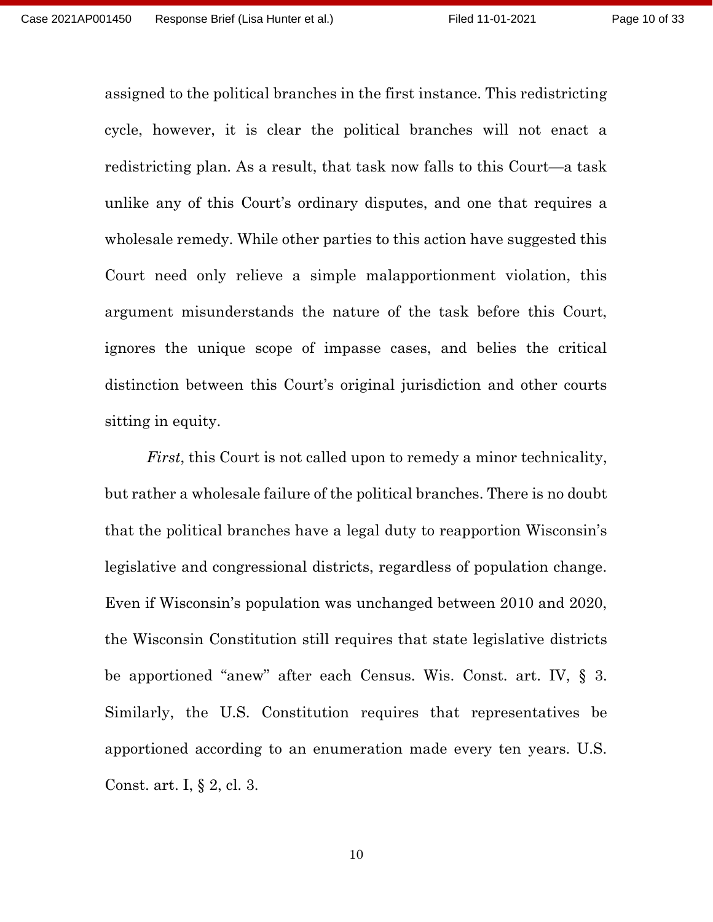assigned to the political branches in the first instance. This redistricting cycle, however, it is clear the political branches will not enact a redistricting plan. As a result, that task now falls to this Court—a task unlike any of this Court's ordinary disputes, and one that requires a wholesale remedy. While other parties to this action have suggested this Court need only relieve a simple malapportionment violation, this argument misunderstands the nature of the task before this Court, ignores the unique scope of impasse cases, and belies the critical distinction between this Court's original jurisdiction and other courts sitting in equity.

*First*, this Court is not called upon to remedy a minor technicality, but rather a wholesale failure of the political branches. There is no doubt that the political branches have a legal duty to reapportion Wisconsin's legislative and congressional districts, regardless of population change. Even if Wisconsin's population was unchanged between 2010 and 2020, the Wisconsin Constitution still requires that state legislative districts be apportioned "anew" after each Census. Wis. Const. art. IV, § 3. Similarly, the U.S. Constitution requires that representatives be apportioned according to an enumeration made every ten years. U.S. Const. art. I, § 2, cl. 3.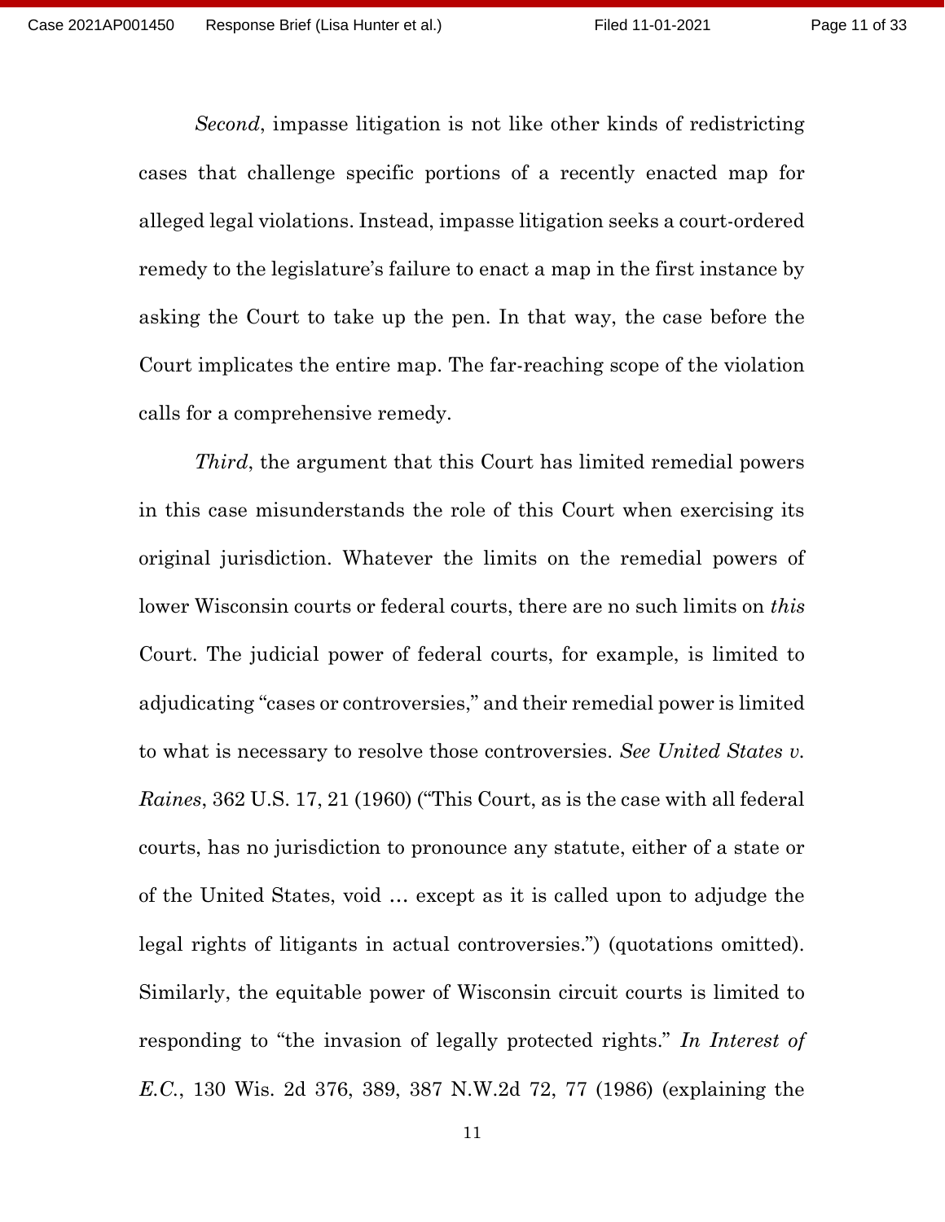*Second*, impasse litigation is not like other kinds of redistricting cases that challenge specific portions of a recently enacted map for alleged legal violations. Instead, impasse litigation seeks a court-ordered remedy to the legislature's failure to enact a map in the first instance by asking the Court to take up the pen. In that way, the case before the Court implicates the entire map. The far-reaching scope of the violation calls for a comprehensive remedy.

*Third*, the argument that this Court has limited remedial powers in this case misunderstands the role of this Court when exercising its original jurisdiction. Whatever the limits on the remedial powers of lower Wisconsin courts or federal courts, there are no such limits on *this* Court. The judicial power of federal courts, for example, is limited to adjudicating "cases or controversies," and their remedial power is limited to what is necessary to resolve those controversies. *See United States v. Raines*, 362 U.S. 17, 21 (1960) ("This Court, as is the case with all federal courts, has no jurisdiction to pronounce any statute, either of a state or of the United States, void … except as it is called upon to adjudge the legal rights of litigants in actual controversies.") (quotations omitted). Similarly, the equitable power of Wisconsin circuit courts is limited to responding to "the invasion of legally protected rights." *In Interest of E.C.*, 130 Wis. 2d 376, 389, 387 N.W.2d 72, 77 (1986) (explaining the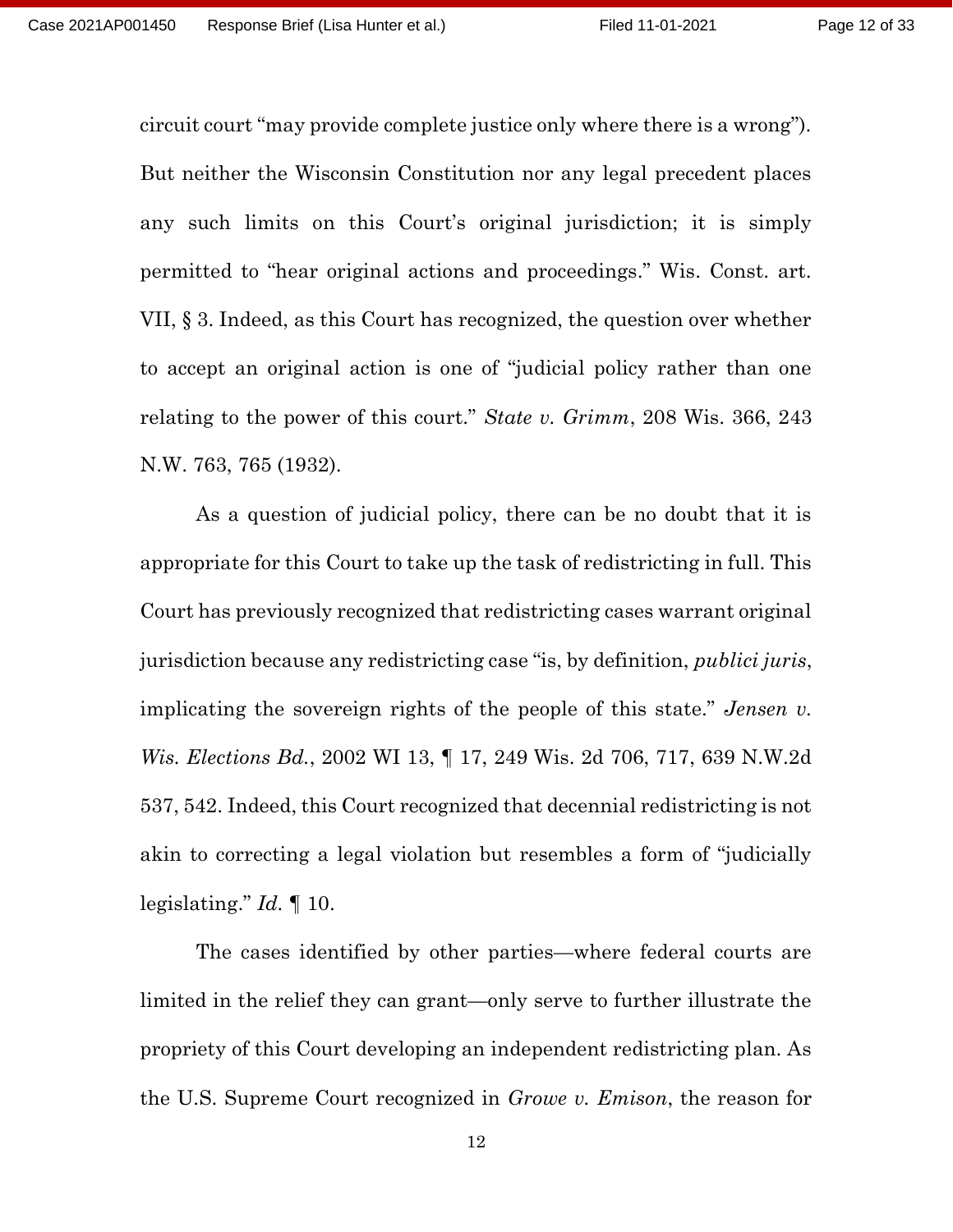circuit court "may provide complete justice only where there is a wrong"). But neither the Wisconsin Constitution nor any legal precedent places any such limits on this Court's original jurisdiction; it is simply permitted to "hear original actions and proceedings." Wis. Const. art. VII, § 3. Indeed, as this Court has recognized, the question over whether to accept an original action is one of "judicial policy rather than one relating to the power of this court." *State v. Grimm*, 208 Wis. 366, 243 N.W. 763, 765 (1932).

As a question of judicial policy, there can be no doubt that it is appropriate for this Court to take up the task of redistricting in full. This Court has previously recognized that redistricting cases warrant original jurisdiction because any redistricting case "is, by definition, *publici juris*, implicating the sovereign rights of the people of this state." *Jensen v. Wis. Elections Bd.*, 2002 WI 13, ¶ 17, 249 Wis. 2d 706, 717, 639 N.W.2d 537, 542. Indeed, this Court recognized that decennial redistricting is not akin to correcting a legal violation but resembles a form of "judicially legislating." *Id.* ¶ 10.

The cases identified by other parties—where federal courts are limited in the relief they can grant—only serve to further illustrate the propriety of this Court developing an independent redistricting plan. As the U.S. Supreme Court recognized in *Growe v. Emison*, the reason for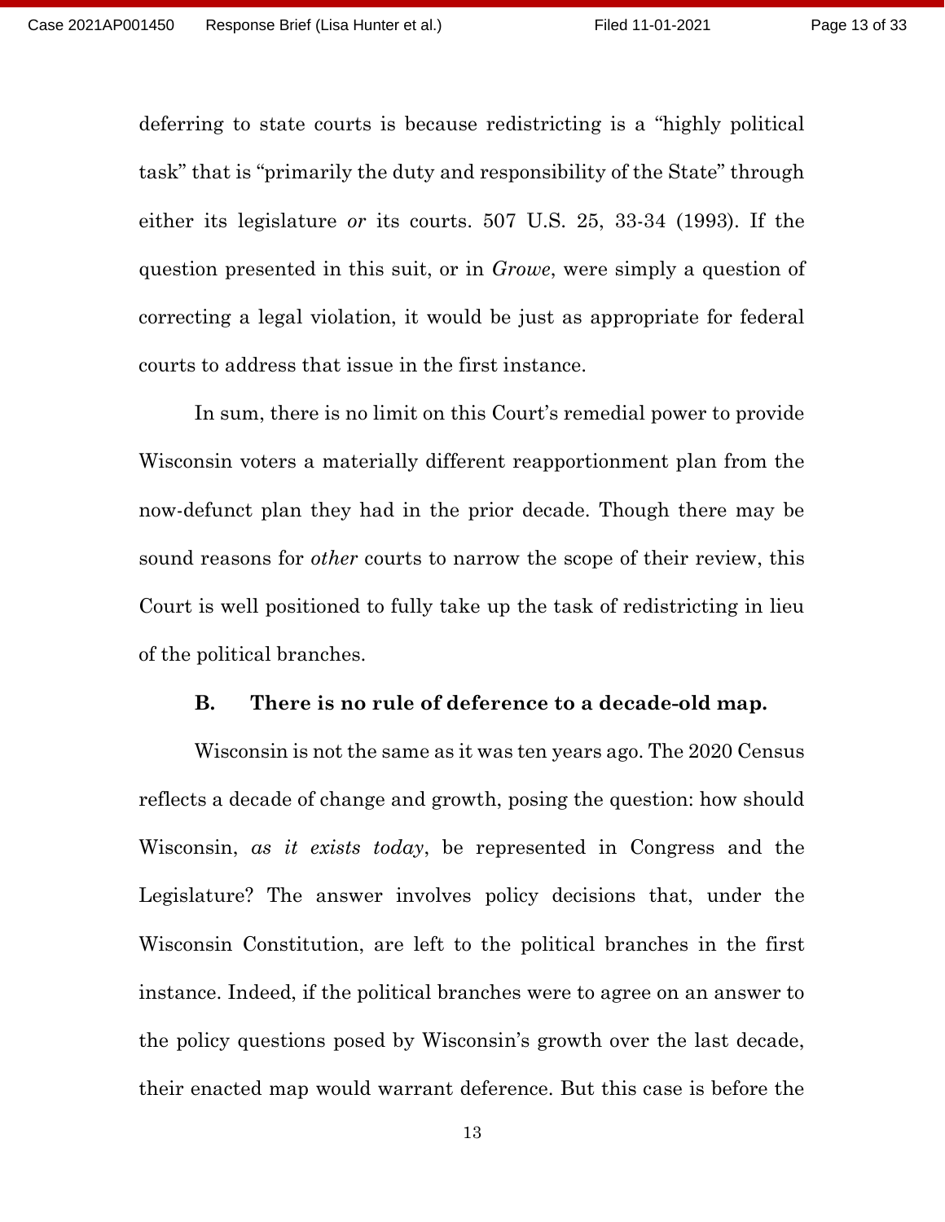deferring to state courts is because redistricting is a "highly political task" that is "primarily the duty and responsibility of the State" through either its legislature *or* its courts. 507 U.S. 25, 33-34 (1993). If the question presented in this suit, or in *Growe*, were simply a question of correcting a legal violation, it would be just as appropriate for federal courts to address that issue in the first instance.

In sum, there is no limit on this Court's remedial power to provide Wisconsin voters a materially different reapportionment plan from the now-defunct plan they had in the prior decade. Though there may be sound reasons for *other* courts to narrow the scope of their review, this Court is well positioned to fully take up the task of redistricting in lieu of the political branches.

**B. There is no rule of deference to a decade-old map.**

Wisconsin is not the same as it was ten years ago. The 2020 Census reflects a decade of change and growth, posing the question: how should Wisconsin, *as it exists today*, be represented in Congress and the Legislature? The answer involves policy decisions that, under the Wisconsin Constitution, are left to the political branches in the first instance. Indeed, if the political branches were to agree on an answer to the policy questions posed by Wisconsin's growth over the last decade, their enacted map would warrant deference. But this case is before the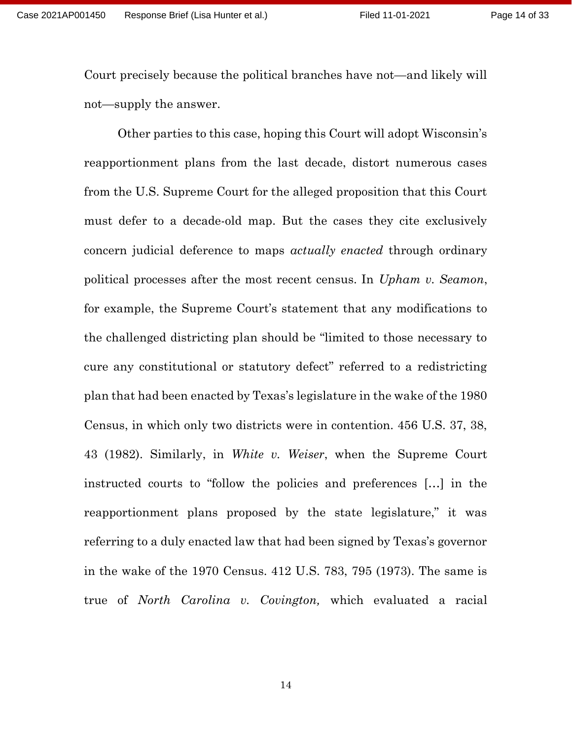Court precisely because the political branches have not—and likely will not—supply the answer.

Other parties to this case, hoping this Court will adopt Wisconsin's reapportionment plans from the last decade, distort numerous cases from the U.S. Supreme Court for the alleged proposition that this Court must defer to a decade-old map. But the cases they cite exclusively concern judicial deference to maps *actually enacted* through ordinary political processes after the most recent census. In *Upham v. Seamon*, for example, the Supreme Court's statement that any modifications to the challenged districting plan should be "limited to those necessary to cure any constitutional or statutory defect" referred to a redistricting plan that had been enacted by Texas's legislature in the wake of the 1980 Census, in which only two districts were in contention. 456 U.S. 37, 38, 43 (1982). Similarly, in *White v. Weiser*, when the Supreme Court instructed courts to "follow the policies and preferences [...] in the reapportionment plans proposed by the state legislature," it was referring to a duly enacted law that had been signed by Texas's governor in the wake of the 1970 Census. 412 U.S. 783, 795 (1973). The same is true of *North Carolina v. Covington,* which evaluated a racial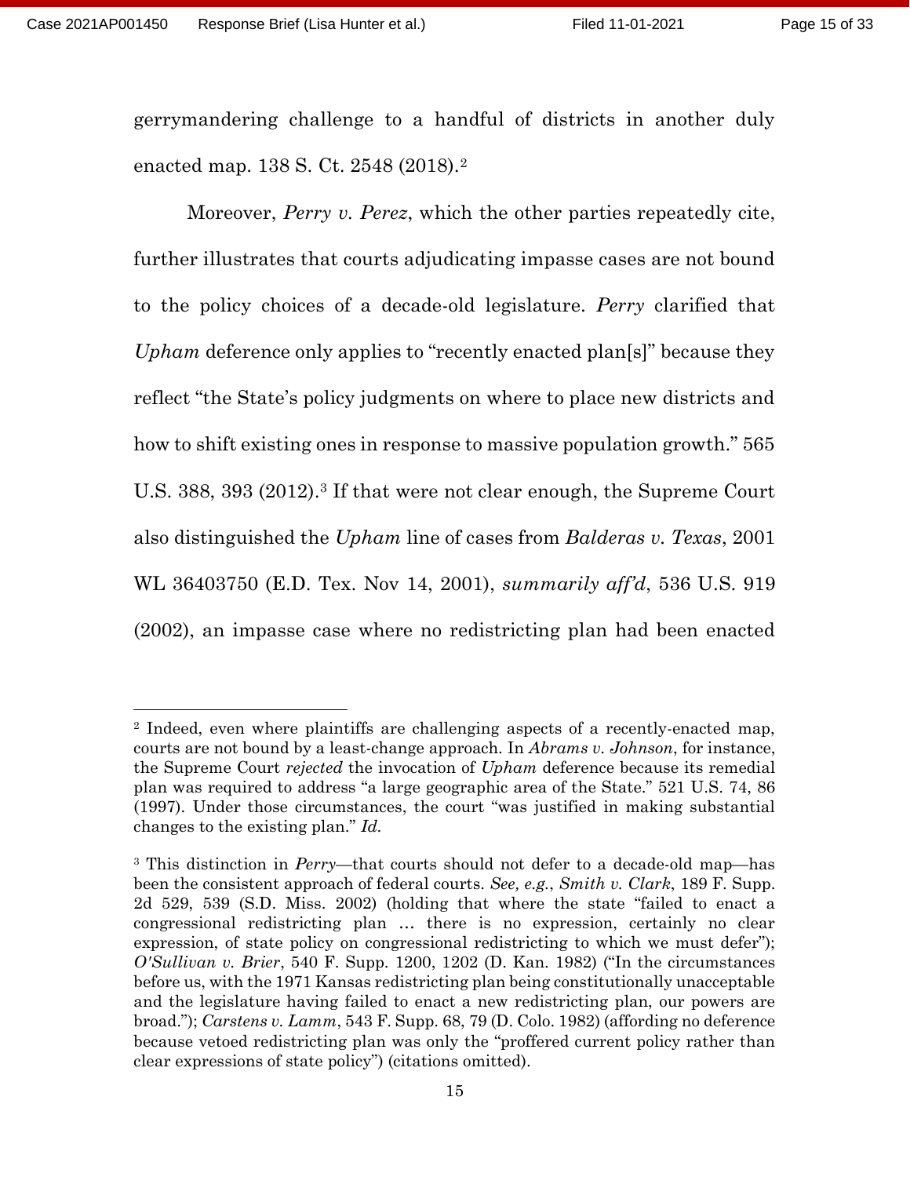gerrymandering challenge to a handful of districts in another duly enacted map. 138 S. Ct. 2548 (2018).[2]

Moreover, *Perry v. Perez*, which the other parties repeatedly cite, further illustrates that courts adjudicating impasse cases are not bound to the policy choices of a decade-old legislature. *Perry* clarified that *Upham* deference only applies to "recently enacted plan[s]" because they reflect "the State's policy judgments on where to place new districts and how to shift existing ones in response to massive population growth." 565 U.S. 388, 393 (2012).[3] If that were not clear enough, the Supreme Court also distinguished the *Upham* line of cases from *Balderas v. Texas*, 2001 WL 36403750 (E.D. Tex. Nov 14, 2001), *summarily aff'd*, 536 U.S. 919 (2002), an impasse case where no redistricting plan had been enacted

---

[2] Indeed, even where plaintiffs are challenging aspects of a recently-enacted map, courts are not bound by a least-change approach. In *Abrams v. Johnson*, for instance, the Supreme Court *rejected* the invocation of *Upham* deference because its remedial plan was required to address "a large geographic area of the State." 521 U.S. 74, 86 (1997). Under those circumstances, the court "was justified in making substantial changes to the existing plan." *Id.*

[3] This distinction in *Perry*—that courts should not defer to a decade-old map—has been the consistent approach of federal courts. *See, e.g.*, *Smith v. Clark*, 189 F. Supp. 2d 529, 539 (S.D. Miss. 2002) (holding that where the state "failed to enact a congressional redistricting plan … there is no expression, certainly no clear expression, of state policy on congressional redistricting to which we must defer"); *O'Sullivan v. Brier*, 540 F. Supp. 1200, 1202 (D. Kan. 1982) ("In the circumstances before us, with the 1971 Kansas redistricting plan being constitutionally unacceptable and the legislature having failed to enact a new redistricting plan, our powers are broad."); *Carstens v. Lamm*, 543 F. Supp. 68, 79 (D. Colo. 1982) (affording no deference because vetoed redistricting plan was only the "proffered current policy rather than clear expressions of state policy") (citations omitted).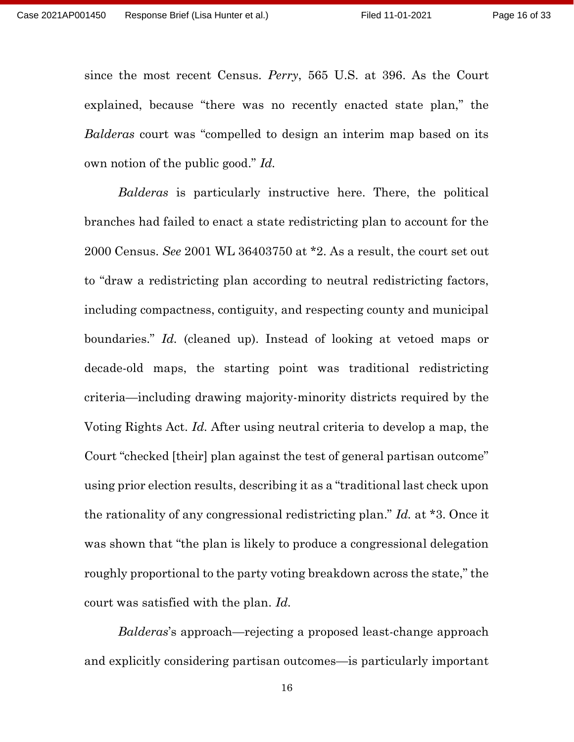since the most recent Census. *Perry*, 565 U.S. at 396. As the Court explained, because "there was no recently enacted state plan," the *Balderas* court was "compelled to design an interim map based on its own notion of the public good." *Id.*

*Balderas* is particularly instructive here. There, the political branches had failed to enact a state redistricting plan to account for the 2000 Census. *See* 2001 WL 36403750 at \*2. As a result, the court set out to "draw a redistricting plan according to neutral redistricting factors, including compactness, contiguity, and respecting county and municipal boundaries." *Id.* (cleaned up). Instead of looking at vetoed maps or decade-old maps, the starting point was traditional redistricting criteria—including drawing majority-minority districts required by the Voting Rights Act. *Id.* After using neutral criteria to develop a map, the Court "checked [their] plan against the test of general partisan outcome" using prior election results, describing it as a "traditional last check upon the rationality of any congressional redistricting plan." *Id.* at \*3. Once it was shown that "the plan is likely to produce a congressional delegation roughly proportional to the party voting breakdown across the state," the court was satisfied with the plan. *Id.*

*Balderas*'s approach—rejecting a proposed least-change approach and explicitly considering partisan outcomes—is particularly important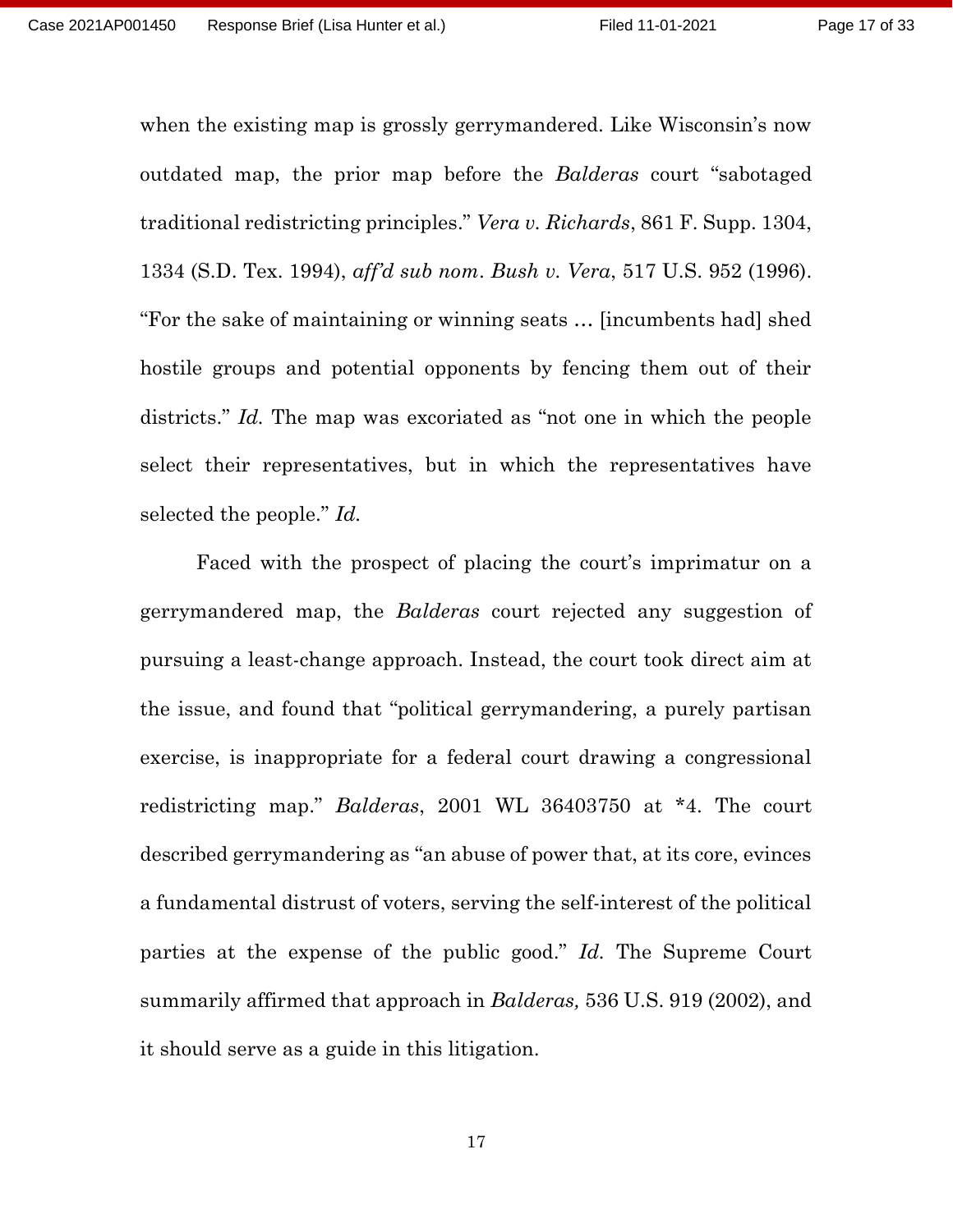when the existing map is grossly gerrymandered. Like Wisconsin's now outdated map, the prior map before the *Balderas* court "sabotaged traditional redistricting principles." *Vera v. Richards*, 861 F. Supp. 1304, 1334 (S.D. Tex. 1994), *aff'd sub nom*. *Bush v. Vera*, 517 U.S. 952 (1996). "For the sake of maintaining or winning seats … [incumbents had] shed hostile groups and potential opponents by fencing them out of their districts." *Id.* The map was excoriated as "not one in which the people select their representatives, but in which the representatives have selected the people." *Id.*

Faced with the prospect of placing the court's imprimatur on a gerrymandered map, the *Balderas* court rejected any suggestion of pursuing a least-change approach. Instead, the court took direct aim at the issue, and found that "political gerrymandering, a purely partisan exercise, is inappropriate for a federal court drawing a congressional redistricting map." *Balderas*, 2001 WL 36403750 at *4. The court described gerrymandering as "an abuse of power that, at its core, evinces a fundamental distrust of voters, serving the self-interest of the political parties at the expense of the public good." *Id.* The Supreme Court summarily affirmed that approach in *Balderas,* 536 U.S. 919 (2002), and it should serve as a guide in this litigation.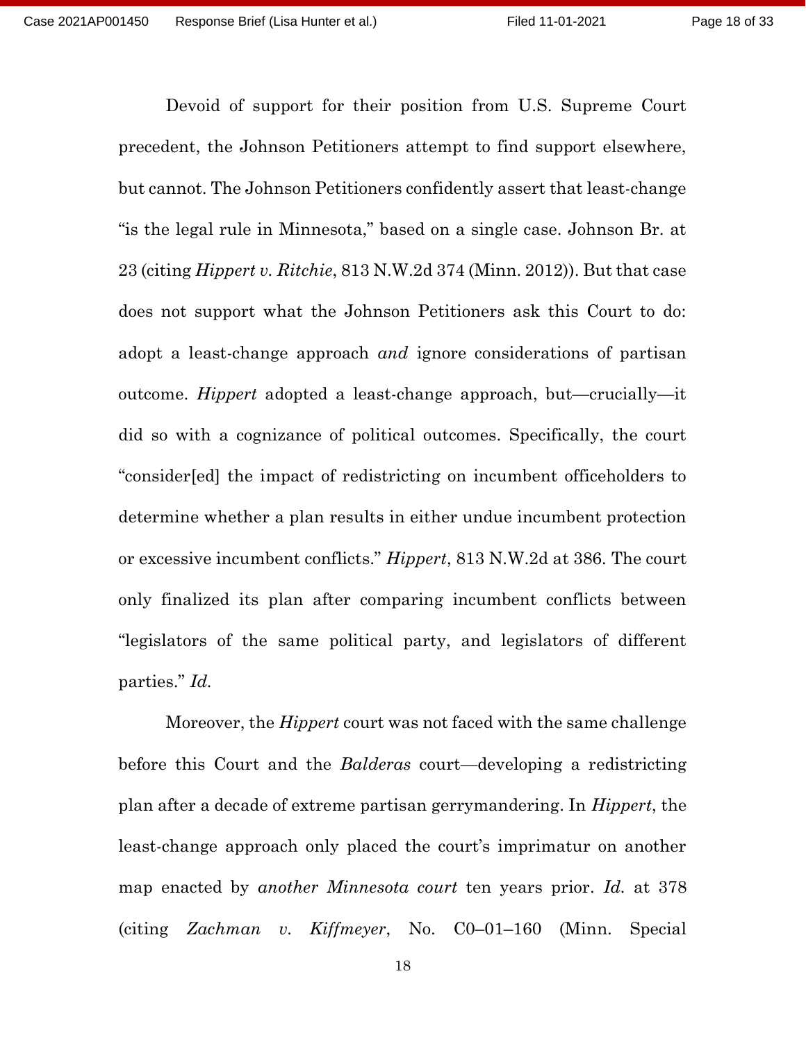Devoid of support for their position from U.S. Supreme Court precedent, the Johnson Petitioners attempt to find support elsewhere, but cannot. The Johnson Petitioners confidently assert that least-change "is the legal rule in Minnesota," based on a single case. Johnson Br. at 23 (citing *Hippert v. Ritchie*, 813 N.W.2d 374 (Minn. 2012)). But that case does not support what the Johnson Petitioners ask this Court to do: adopt a least-change approach *and* ignore considerations of partisan outcome. *Hippert* adopted a least-change approach, but—crucially—it did so with a cognizance of political outcomes. Specifically, the court "consider[ed] the impact of redistricting on incumbent officeholders to determine whether a plan results in either undue incumbent protection or excessive incumbent conflicts." *Hippert*, 813 N.W.2d at 386. The court only finalized its plan after comparing incumbent conflicts between "legislators of the same political party, and legislators of different parties." *Id.*

Moreover, the *Hippert* court was not faced with the same challenge before this Court and the *Balderas* court—developing a redistricting plan after a decade of extreme partisan gerrymandering. In *Hippert*, the least-change approach only placed the court's imprimatur on another map enacted by *another Minnesota court* ten years prior. *Id.* at 378 (citing *Zachman v. Kiffmeyer*, No. C0–01–160 (Minn. Special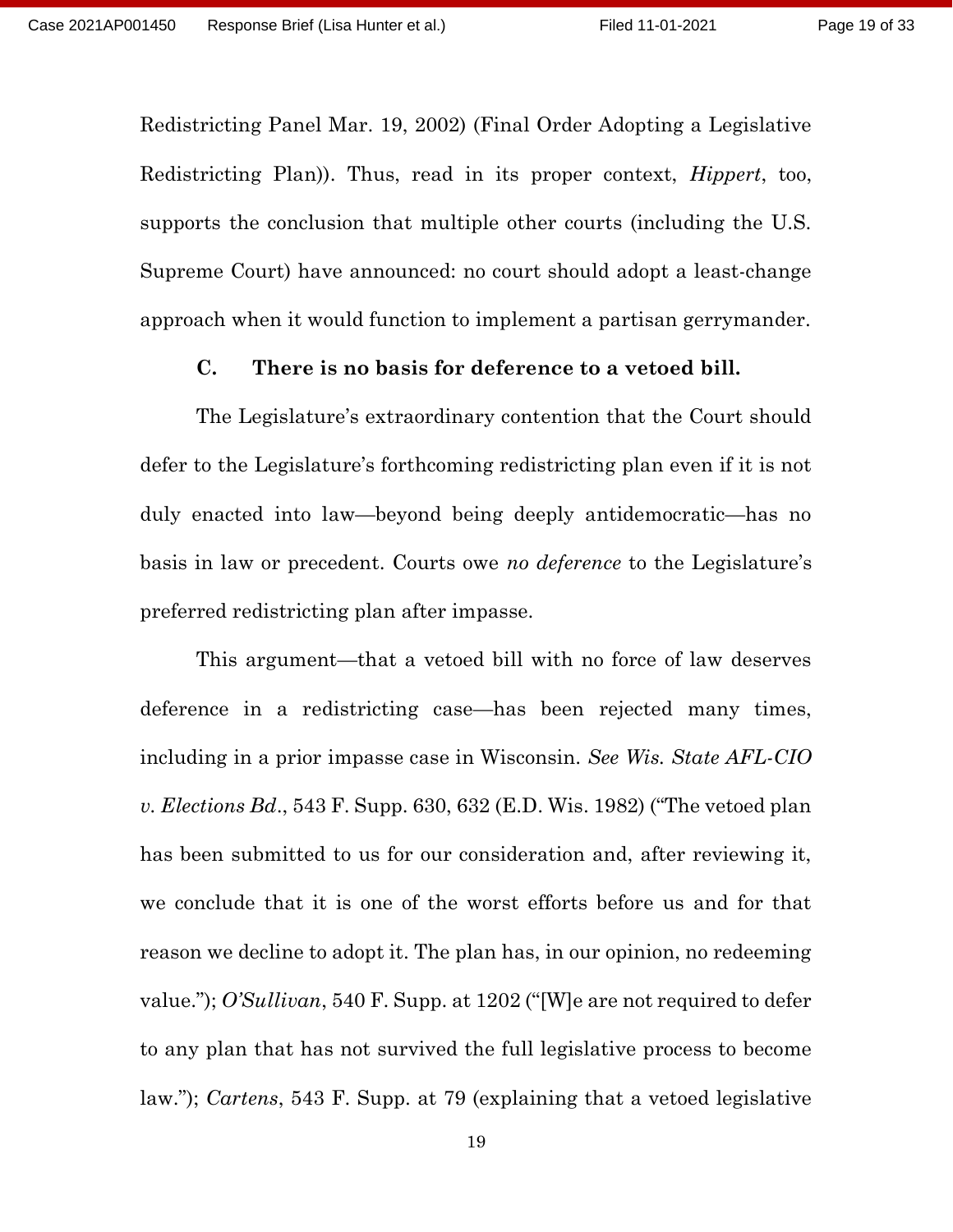Redistricting Panel Mar. 19, 2002) (Final Order Adopting a Legislative Redistricting Plan)). Thus, read in its proper context, *Hippert*, too, supports the conclusion that multiple other courts (including the U.S. Supreme Court) have announced: no court should adopt a least-change approach when it would function to implement a partisan gerrymander.

### C. There is no basis for deference to a vetoed bill.

The Legislature's extraordinary contention that the Court should defer to the Legislature's forthcoming redistricting plan even if it is not duly enacted into law—beyond being deeply antidemocratic—has no basis in law or precedent. Courts owe *no deference* to the Legislature's preferred redistricting plan after impasse.

This argument—that a vetoed bill with no force of law deserves deference in a redistricting case—has been rejected many times, including in a prior impasse case in Wisconsin. *See Wis. State AFL-CIO v. Elections Bd.*, 543 F. Supp. 630, 632 (E.D. Wis. 1982) ("The vetoed plan has been submitted to us for our consideration and, after reviewing it, we conclude that it is one of the worst efforts before us and for that reason we decline to adopt it. The plan has, in our opinion, no redeeming value."); *O'Sullivan*, 540 F. Supp. at 1202 ("[W]e are not required to defer to any plan that has not survived the full legislative process to become law."); *Cartens*, 543 F. Supp. at 79 (explaining that a vetoed legislative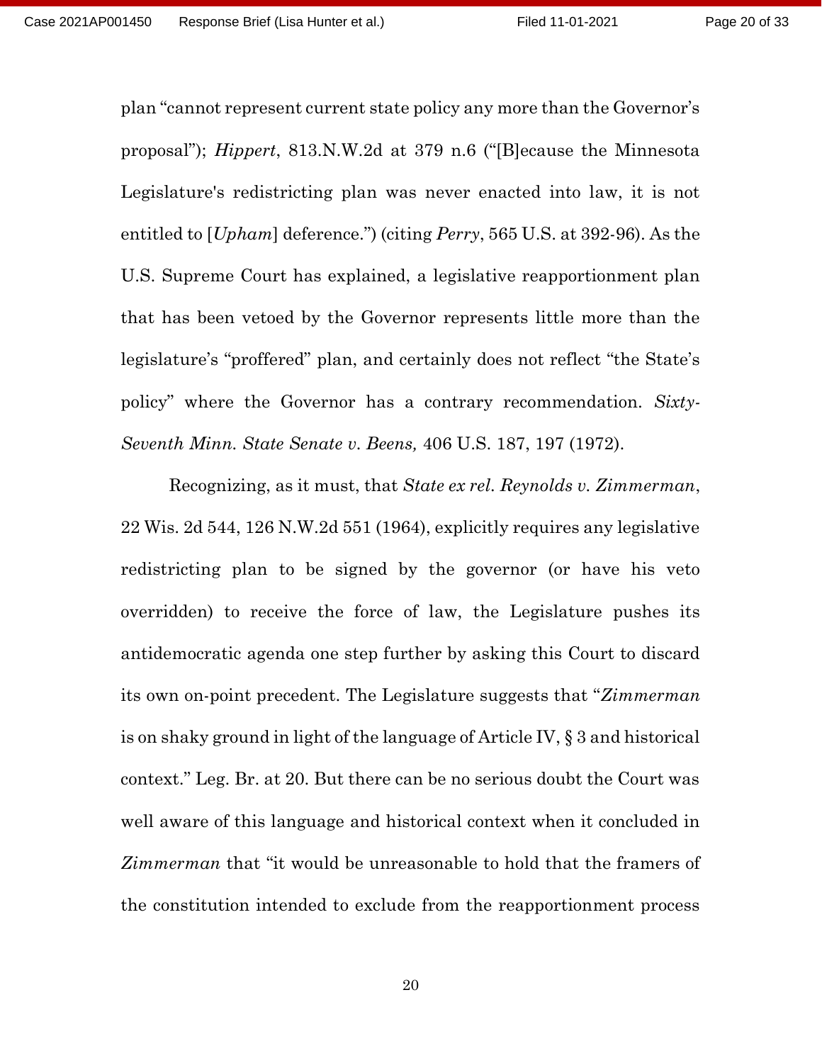plan "cannot represent current state policy any more than the Governor's proposal"); *Hippert*, 813.N.W.2d at 379 n.6 ("[B]ecause the Minnesota Legislature's redistricting plan was never enacted into law, it is not entitled to [*Upham*] deference.") (citing *Perry*, 565 U.S. at 392-96). As the U.S. Supreme Court has explained, a legislative reapportionment plan that has been vetoed by the Governor represents little more than the legislature's "proffered" plan, and certainly does not reflect "the State's policy" where the Governor has a contrary recommendation. *Sixty-Seventh Minn. State Senate v. Beens,* 406 U.S. 187, 197 (1972).

Recognizing, as it must, that *State ex rel. Reynolds v. Zimmerman*, 22 Wis. 2d 544, 126 N.W.2d 551 (1964), explicitly requires any legislative redistricting plan to be signed by the governor (or have his veto overridden) to receive the force of law, the Legislature pushes its antidemocratic agenda one step further by asking this Court to discard its own on-point precedent. The Legislature suggests that "*Zimmerman* is on shaky ground in light of the language of Article IV, § 3 and historical context." Leg. Br. at 20. But there can be no serious doubt the Court was well aware of this language and historical context when it concluded in *Zimmerman* that "it would be unreasonable to hold that the framers of the constitution intended to exclude from the reapportionment process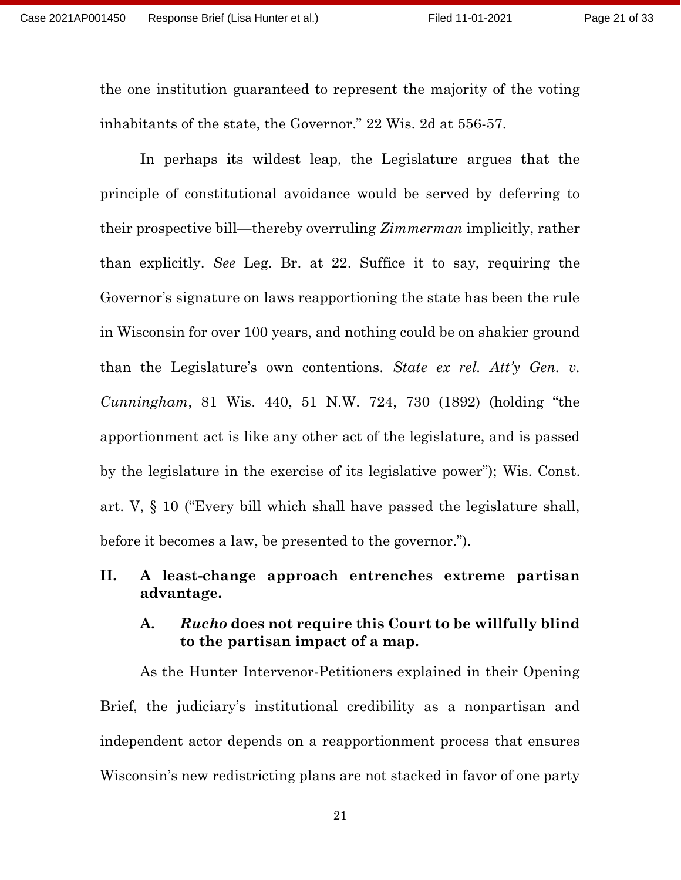the one institution guaranteed to represent the majority of the voting inhabitants of the state, the Governor." 22 Wis. 2d at 556-57.

In perhaps its wildest leap, the Legislature argues that the principle of constitutional avoidance would be served by deferring to their prospective bill—thereby overruling *Zimmerman* implicitly, rather than explicitly. *See* Leg. Br. at 22. Suffice it to say, requiring the Governor's signature on laws reapportioning the state has been the rule in Wisconsin for over 100 years, and nothing could be on shakier ground than the Legislature's own contentions. *State ex rel. Att'y Gen. v. Cunningham*, 81 Wis. 440, 51 N.W. 724, 730 (1892) (holding "the apportionment act is like any other act of the legislature, and is passed by the legislature in the exercise of its legislative power"); Wis. Const. art. V, § 10 ("Every bill which shall have passed the legislature shall, before it becomes a law, be presented to the governor.").

## II. A least-change approach entrenches extreme partisan advantage.

### A. *Rucho* does not require this Court to be willfully blind to the partisan impact of a map.

As the Hunter Intervenor-Petitioners explained in their Opening Brief, the judiciary's institutional credibility as a nonpartisan and independent actor depends on a reapportionment process that ensures Wisconsin's new redistricting plans are not stacked in favor of one party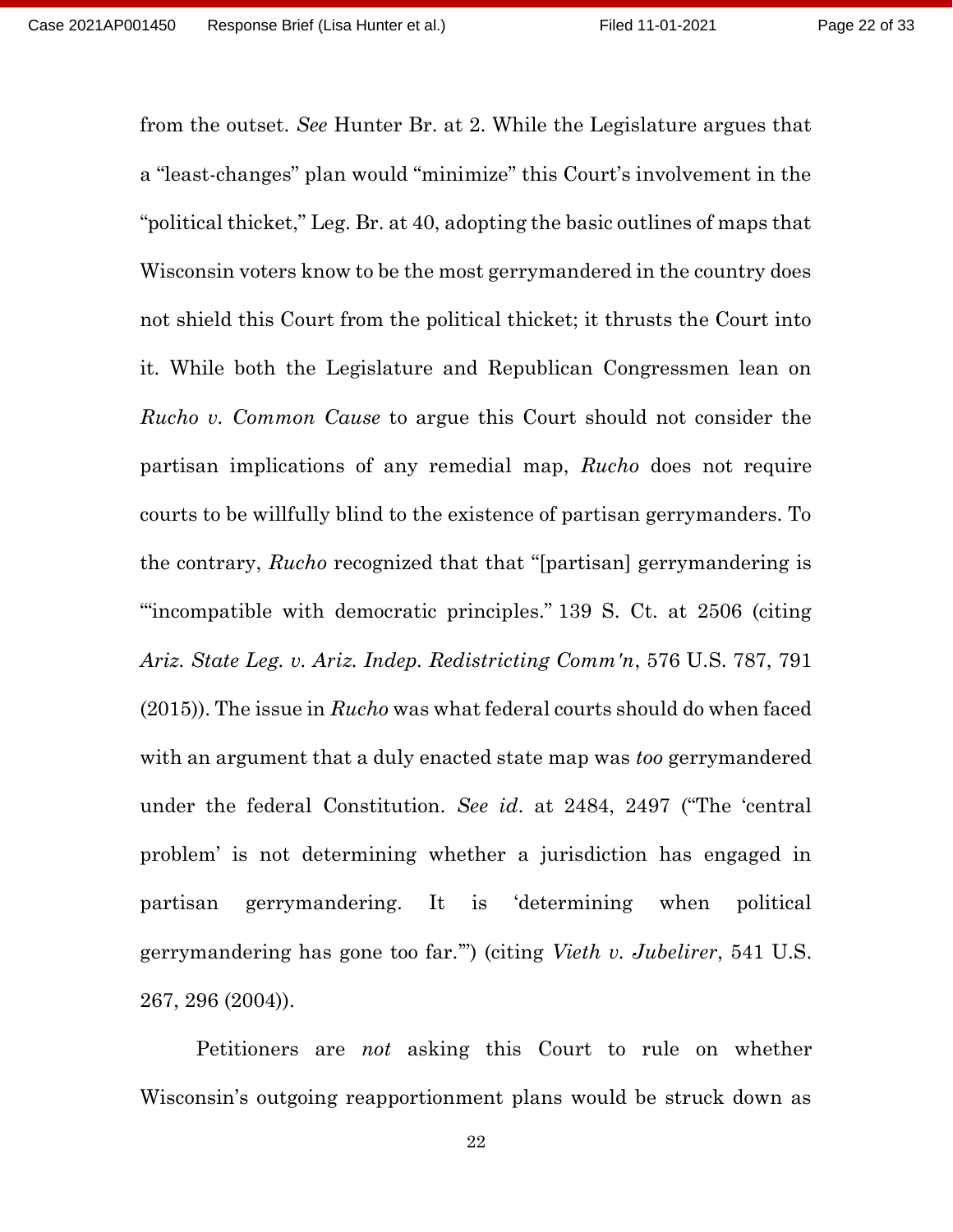from the outset. *See* Hunter Br. at 2. While the Legislature argues that a "least-changes" plan would "minimize" this Court's involvement in the "political thicket," Leg. Br. at 40, adopting the basic outlines of maps that Wisconsin voters know to be the most gerrymandered in the country does not shield this Court from the political thicket; it thrusts the Court into it. While both the Legislature and Republican Congressmen lean on *Rucho v. Common Cause* to argue this Court should not consider the partisan implications of any remedial map, *Rucho* does not require courts to be willfully blind to the existence of partisan gerrymanders. To the contrary, *Rucho* recognized that that "[partisan] gerrymandering is "'incompatible with democratic principles." 139 S. Ct. at 2506 (citing *Ariz. State Leg. v. Ariz. Indep. Redistricting Comm'n*, 576 U.S. 787, 791 (2015)). The issue in *Rucho* was what federal courts should do when faced with an argument that a duly enacted state map was *too* gerrymandered under the federal Constitution. *See id*. at 2484, 2497 ("The 'central problem' is not determining whether a jurisdiction has engaged in partisan gerrymandering. It is 'determining when political gerrymandering has gone too far.'") (citing *Vieth v. Jubelirer*, 541 U.S. 267, 296 (2004)).

Petitioners are *not* asking this Court to rule on whether Wisconsin's outgoing reapportionment plans would be struck down as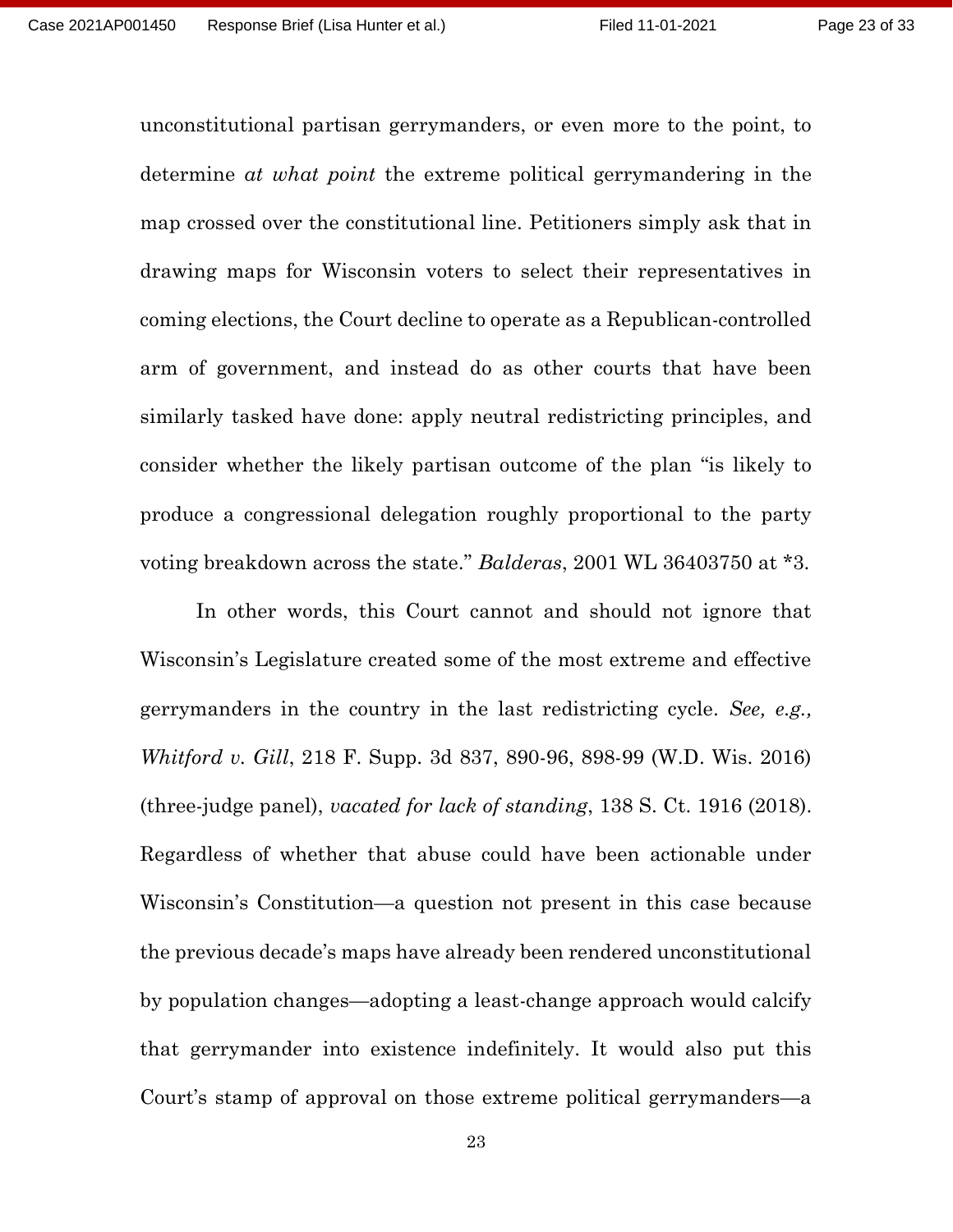unconstitutional partisan gerrymanders, or even more to the point, to determine *at what point* the extreme political gerrymandering in the map crossed over the constitutional line. Petitioners simply ask that in drawing maps for Wisconsin voters to select their representatives in coming elections, the Court decline to operate as a Republican-controlled arm of government, and instead do as other courts that have been similarly tasked have done: apply neutral redistricting principles, and consider whether the likely partisan outcome of the plan "is likely to produce a congressional delegation roughly proportional to the party voting breakdown across the state." *Balderas*, 2001 WL 36403750 at *3.

In other words, this Court cannot and should not ignore that Wisconsin's Legislature created some of the most extreme and effective gerrymanders in the country in the last redistricting cycle. *See, e.g., Whitford v. Gill*, 218 F. Supp. 3d 837, 890-96, 898-99 (W.D. Wis. 2016) (three-judge panel), *vacated for lack of standing*, 138 S. Ct. 1916 (2018). Regardless of whether that abuse could have been actionable under Wisconsin's Constitution—a question not present in this case because the previous decade's maps have already been rendered unconstitutional by population changes—adopting a least-change approach would calcify that gerrymander into existence indefinitely. It would also put this Court's stamp of approval on those extreme political gerrymanders—a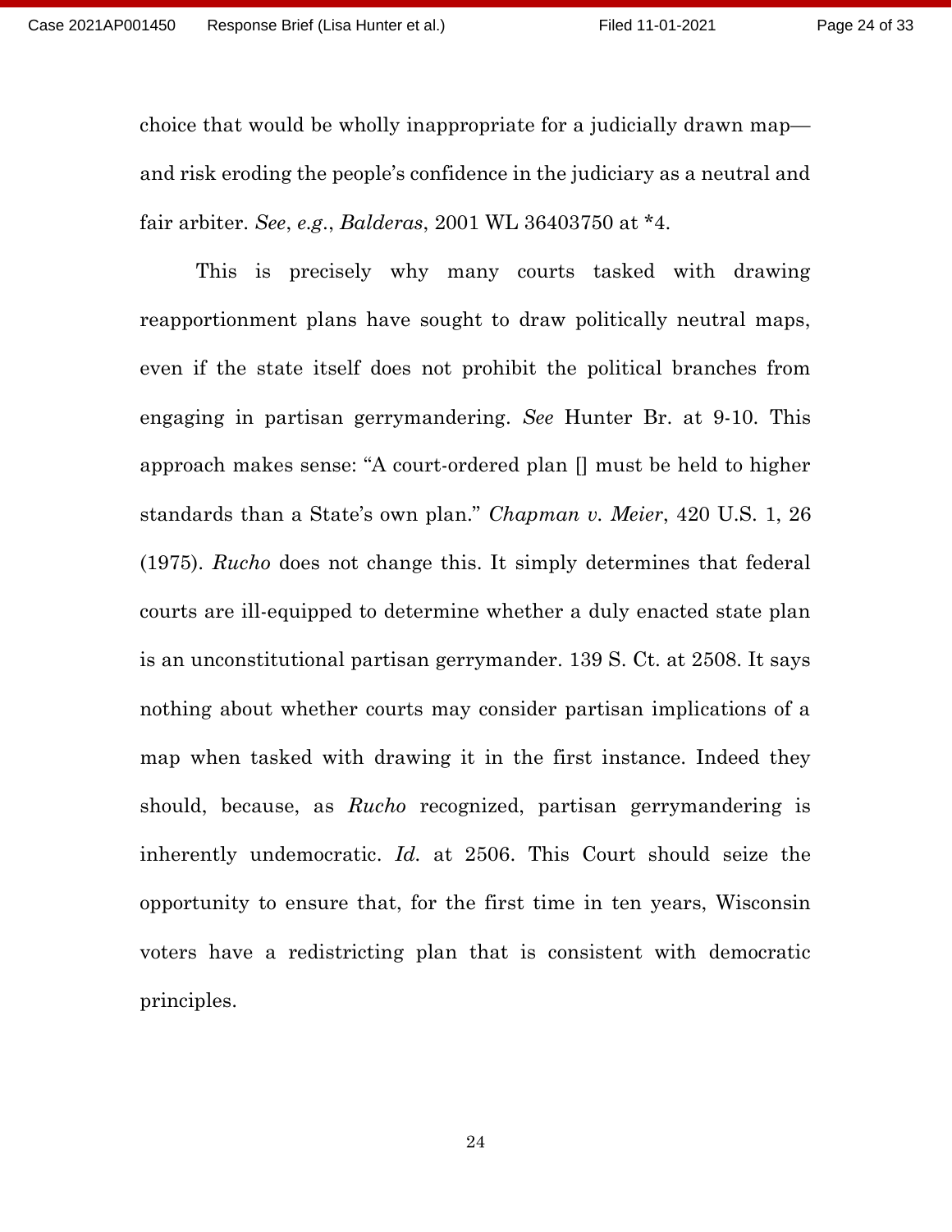choice that would be wholly inappropriate for a judicially drawn map—and risk eroding the people's confidence in the judiciary as a neutral and fair arbiter. *See*, *e.g.*, *Balderas*, 2001 WL 36403750 at *4.

This is precisely why many courts tasked with drawing reapportionment plans have sought to draw politically neutral maps, even if the state itself does not prohibit the political branches from engaging in partisan gerrymandering. *See* Hunter Br. at 9-10. This approach makes sense: "A court-ordered plan [] must be held to higher standards than a State's own plan." *Chapman v. Meier*, 420 U.S. 1, 26 (1975). *Rucho* does not change this. It simply determines that federal courts are ill-equipped to determine whether a duly enacted state plan is an unconstitutional partisan gerrymander. 139 S. Ct. at 2508. It says nothing about whether courts may consider partisan implications of a map when tasked with drawing it in the first instance. Indeed they should, because, as *Rucho* recognized, partisan gerrymandering is inherently undemocratic. *Id.* at 2506. This Court should seize the opportunity to ensure that, for the first time in ten years, Wisconsin voters have a redistricting plan that is consistent with democratic principles.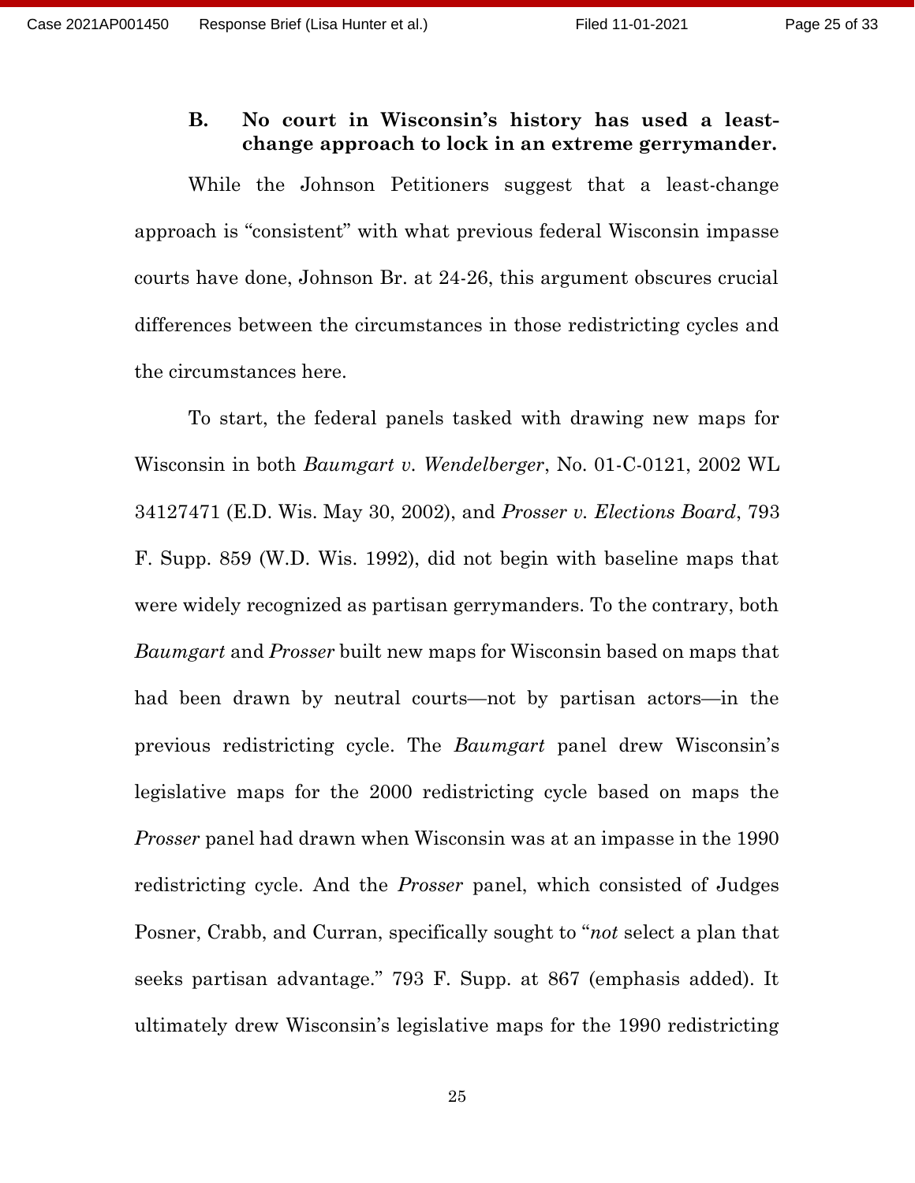### B. No court in Wisconsin's history has used a least-change approach to lock in an extreme gerrymander.

While the Johnson Petitioners suggest that a least-change approach is "consistent" with what previous federal Wisconsin impasse courts have done, Johnson Br. at 24-26, this argument obscures crucial differences between the circumstances in those redistricting cycles and the circumstances here.

To start, the federal panels tasked with drawing new maps for Wisconsin in both *Baumgart v. Wendelberger*, No. 01-C-0121, 2002 WL 34127471 (E.D. Wis. May 30, 2002), and *Prosser v. Elections Board*, 793 F. Supp. 859 (W.D. Wis. 1992), did not begin with baseline maps that were widely recognized as partisan gerrymanders. To the contrary, both *Baumgart* and *Prosser* built new maps for Wisconsin based on maps that had been drawn by neutral courts—not by partisan actors—in the previous redistricting cycle. The *Baumgart* panel drew Wisconsin's legislative maps for the 2000 redistricting cycle based on maps the *Prosser* panel had drawn when Wisconsin was at an impasse in the 1990 redistricting cycle. And the *Prosser* panel, which consisted of Judges Posner, Crabb, and Curran, specifically sought to "*not* select a plan that seeks partisan advantage." 793 F. Supp. at 867 (emphasis added). It ultimately drew Wisconsin's legislative maps for the 1990 redistricting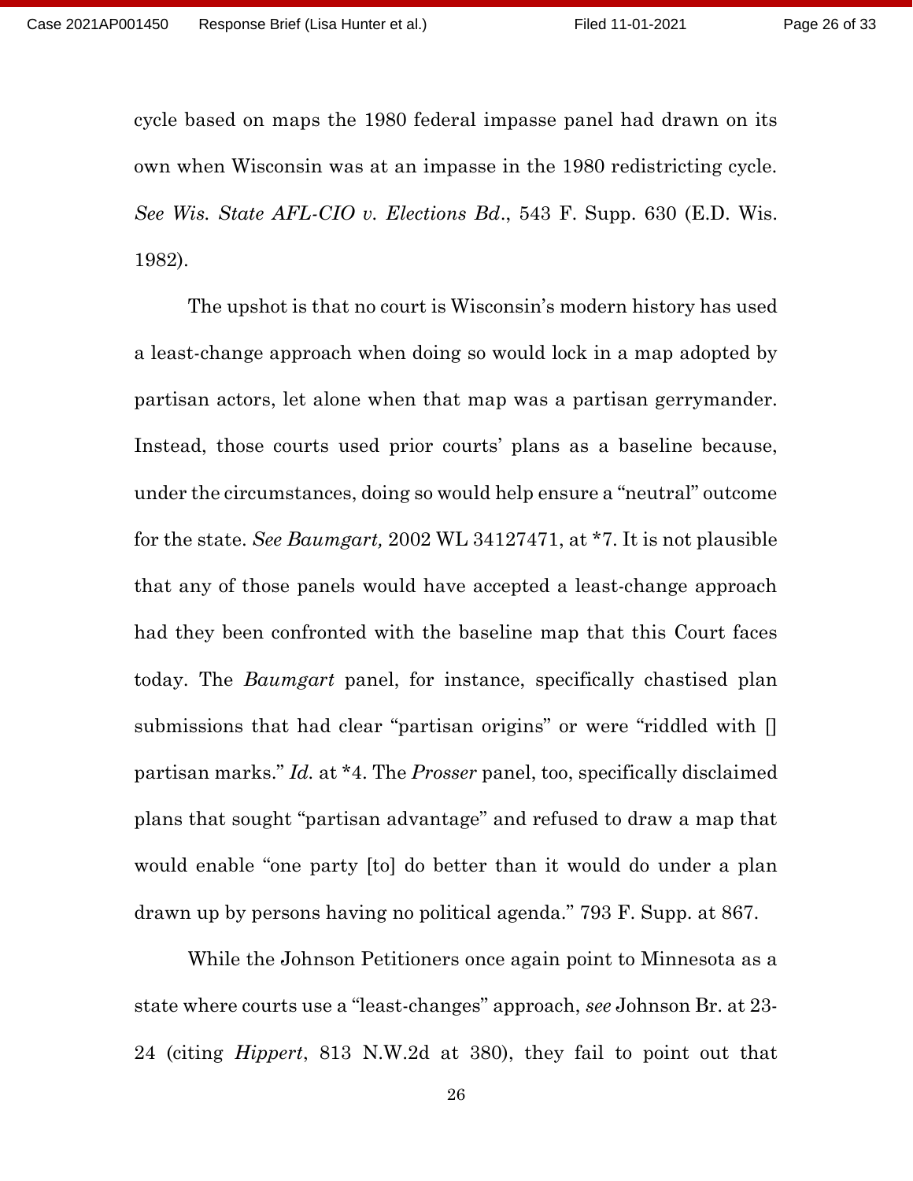cycle based on maps the 1980 federal impasse panel had drawn on its own when Wisconsin was at an impasse in the 1980 redistricting cycle. *See Wis. State AFL-CIO v. Elections Bd*., 543 F. Supp. 630 (E.D. Wis. 1982).

The upshot is that no court is Wisconsin's modern history has used a least-change approach when doing so would lock in a map adopted by partisan actors, let alone when that map was a partisan gerrymander. Instead, those courts used prior courts' plans as a baseline because, under the circumstances, doing so would help ensure a "neutral" outcome for the state. *See Baumgart,* 2002 WL 34127471, at *7. It is not plausible that any of those panels would have accepted a least-change approach had they been confronted with the baseline map that this Court faces today. The *Baumgart* panel, for instance, specifically chastised plan submissions that had clear "partisan origins" or were "riddled with [] partisan marks." *Id.* at *4. The *Prosser* panel, too, specifically disclaimed plans that sought "partisan advantage" and refused to draw a map that would enable "one party [to] do better than it would do under a plan drawn up by persons having no political agenda." 793 F. Supp. at 867.

While the Johnson Petitioners once again point to Minnesota as a state where courts use a "least-changes" approach, *see* Johnson Br. at 23-24 (citing *Hippert*, 813 N.W.2d at 380), they fail to point out that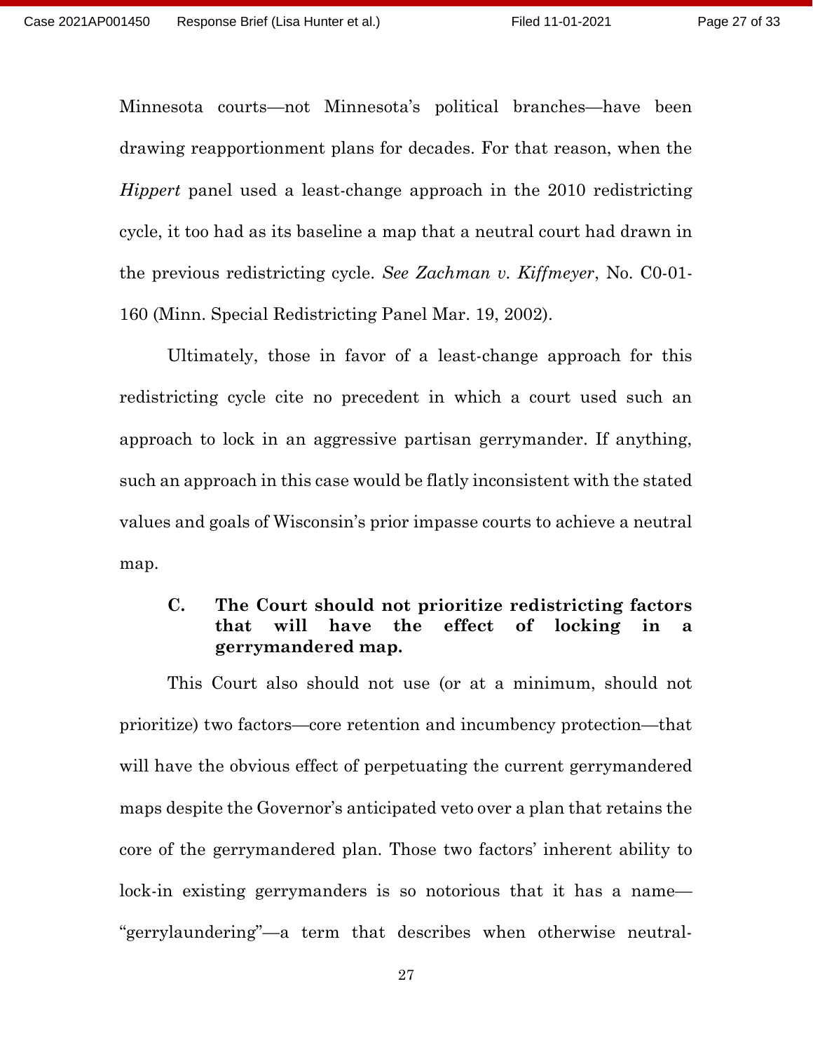Minnesota courts—not Minnesota's political branches—have been drawing reapportionment plans for decades. For that reason, when the *Hippert* panel used a least-change approach in the 2010 redistricting cycle, it too had as its baseline a map that a neutral court had drawn in the previous redistricting cycle. *See Zachman v. Kiffmeyer*, No. C0-01-160 (Minn. Special Redistricting Panel Mar. 19, 2002).

Ultimately, those in favor of a least-change approach for this redistricting cycle cite no precedent in which a court used such an approach to lock in an aggressive partisan gerrymander. If anything, such an approach in this case would be flatly inconsistent with the stated values and goals of Wisconsin's prior impasse courts to achieve a neutral map.

### C. The Court should not prioritize redistricting factors that will have the effect of locking in a gerrymandered map.

This Court also should not use (or at a minimum, should not prioritize) two factors—core retention and incumbency protection—that will have the obvious effect of perpetuating the current gerrymandered maps despite the Governor's anticipated veto over a plan that retains the core of the gerrymandered plan. Those two factors' inherent ability to lock-in existing gerrymanders is so notorious that it has a name—"gerrylaundering"—a term that describes when otherwise neutral-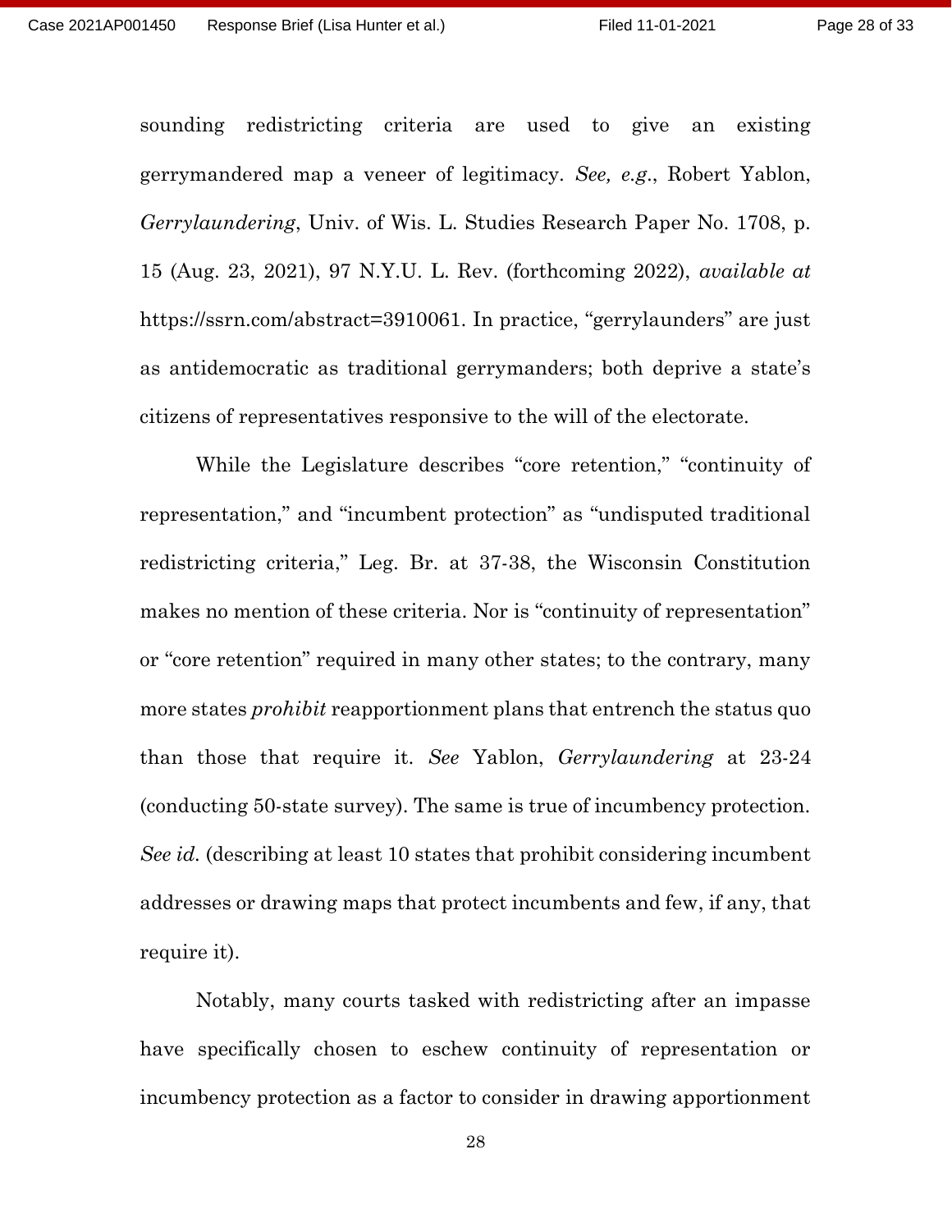sounding redistricting criteria are used to give an existing gerrymandered map a veneer of legitimacy. *See, e.g.*, Robert Yablon, *Gerrylaundering*, Univ. of Wis. L. Studies Research Paper No. 1708, p. 15 (Aug. 23, 2021), 97 N.Y.U. L. Rev. (forthcoming 2022), *available at* https://ssrn.com/abstract=3910061. In practice, "gerrylaunders" are just as antidemocratic as traditional gerrymanders; both deprive a state's citizens of representatives responsive to the will of the electorate.

While the Legislature describes "core retention," "continuity of representation," and "incumbent protection" as "undisputed traditional redistricting criteria," Leg. Br. at 37-38, the Wisconsin Constitution makes no mention of these criteria. Nor is "continuity of representation" or "core retention" required in many other states; to the contrary, many more states *prohibit* reapportionment plans that entrench the status quo than those that require it. *See* Yablon, *Gerrylaundering* at 23-24 (conducting 50-state survey). The same is true of incumbency protection. *See id.* (describing at least 10 states that prohibit considering incumbent addresses or drawing maps that protect incumbents and few, if any, that require it).

Notably, many courts tasked with redistricting after an impasse have specifically chosen to eschew continuity of representation or incumbency protection as a factor to consider in drawing apportionment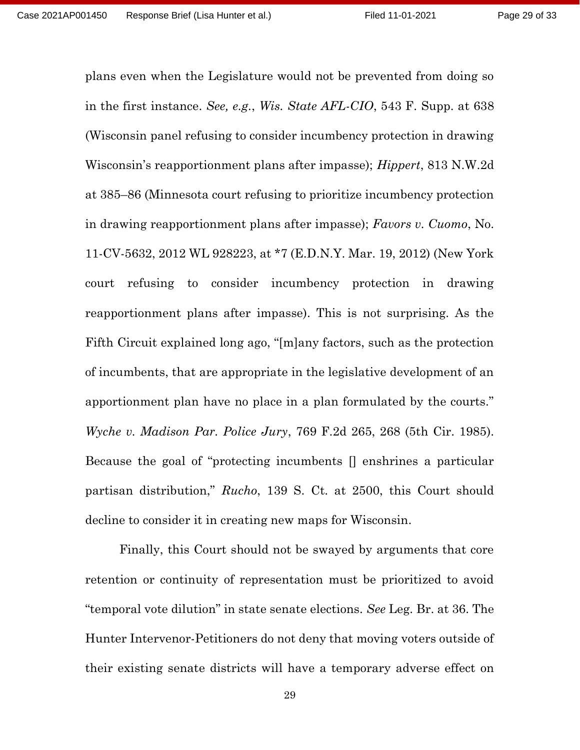plans even when the Legislature would not be prevented from doing so in the first instance. *See, e.g.*, *Wis. State AFL-CIO*, 543 F. Supp. at 638 (Wisconsin panel refusing to consider incumbency protection in drawing Wisconsin's reapportionment plans after impasse); *Hippert*, 813 N.W.2d at 385–86 (Minnesota court refusing to prioritize incumbency protection in drawing reapportionment plans after impasse); *Favors v. Cuomo*, No. 11-CV-5632, 2012 WL 928223, at *7 (E.D.N.Y. Mar. 19, 2012) (New York court refusing to consider incumbency protection in drawing reapportionment plans after impasse). This is not surprising. As the Fifth Circuit explained long ago, "[m]any factors, such as the protection of incumbents, that are appropriate in the legislative development of an apportionment plan have no place in a plan formulated by the courts." *Wyche v. Madison Par. Police Jury*, 769 F.2d 265, 268 (5th Cir. 1985). Because the goal of "protecting incumbents [] enshrines a particular partisan distribution," *Rucho*, 139 S. Ct. at 2500, this Court should decline to consider it in creating new maps for Wisconsin.

Finally, this Court should not be swayed by arguments that core retention or continuity of representation must be prioritized to avoid "temporal vote dilution" in state senate elections. *See* Leg. Br. at 36. The Hunter Intervenor-Petitioners do not deny that moving voters outside of their existing senate districts will have a temporary adverse effect on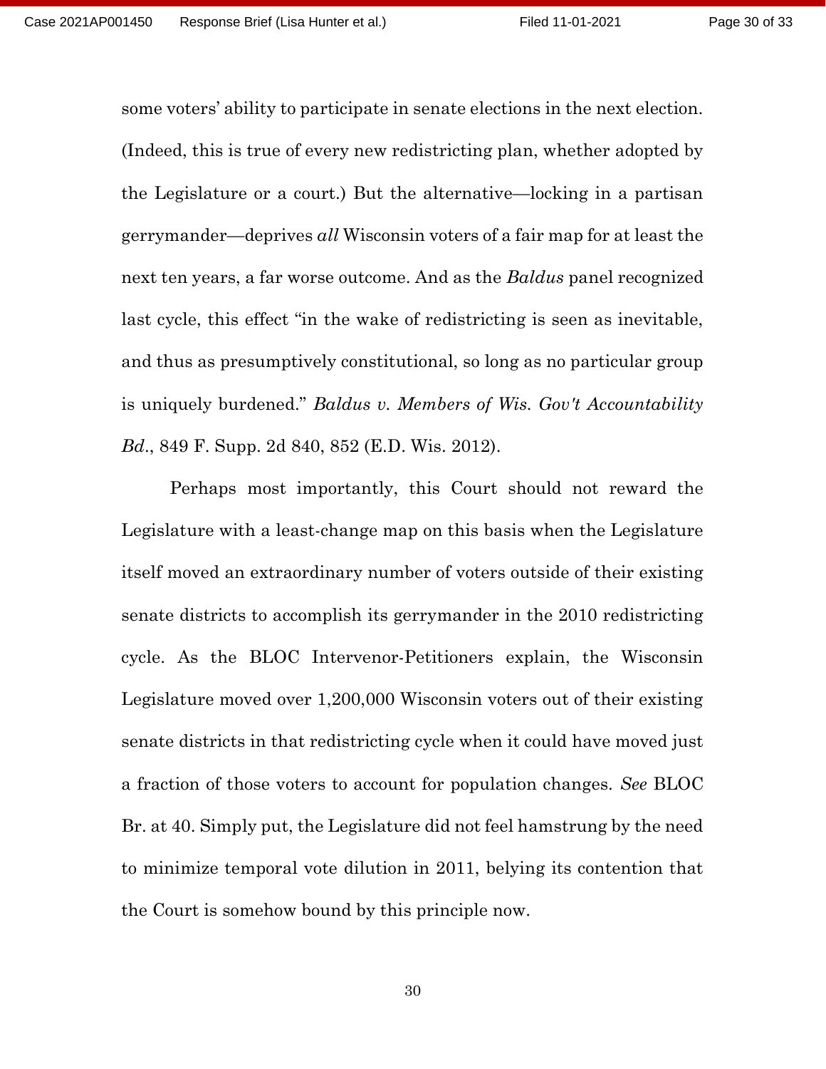some voters' ability to participate in senate elections in the next election. (Indeed, this is true of every new redistricting plan, whether adopted by the Legislature or a court.) But the alternative—locking in a partisan gerrymander—deprives *all* Wisconsin voters of a fair map for at least the next ten years, a far worse outcome. And as the *Baldus* panel recognized last cycle, this effect "in the wake of redistricting is seen as inevitable, and thus as presumptively constitutional, so long as no particular group is uniquely burdened." *Baldus v. Members of Wis. Gov't Accountability Bd.*, 849 F. Supp. 2d 840, 852 (E.D. Wis. 2012).

Perhaps most importantly, this Court should not reward the Legislature with a least-change map on this basis when the Legislature itself moved an extraordinary number of voters outside of their existing senate districts to accomplish its gerrymander in the 2010 redistricting cycle. As the BLOC Intervenor-Petitioners explain, the Wisconsin Legislature moved over 1,200,000 Wisconsin voters out of their existing senate districts in that redistricting cycle when it could have moved just a fraction of those voters to account for population changes. *See* BLOC Br. at 40. Simply put, the Legislature did not feel hamstrung by the need to minimize temporal vote dilution in 2011, belying its contention that the Court is somehow bound by this principle now.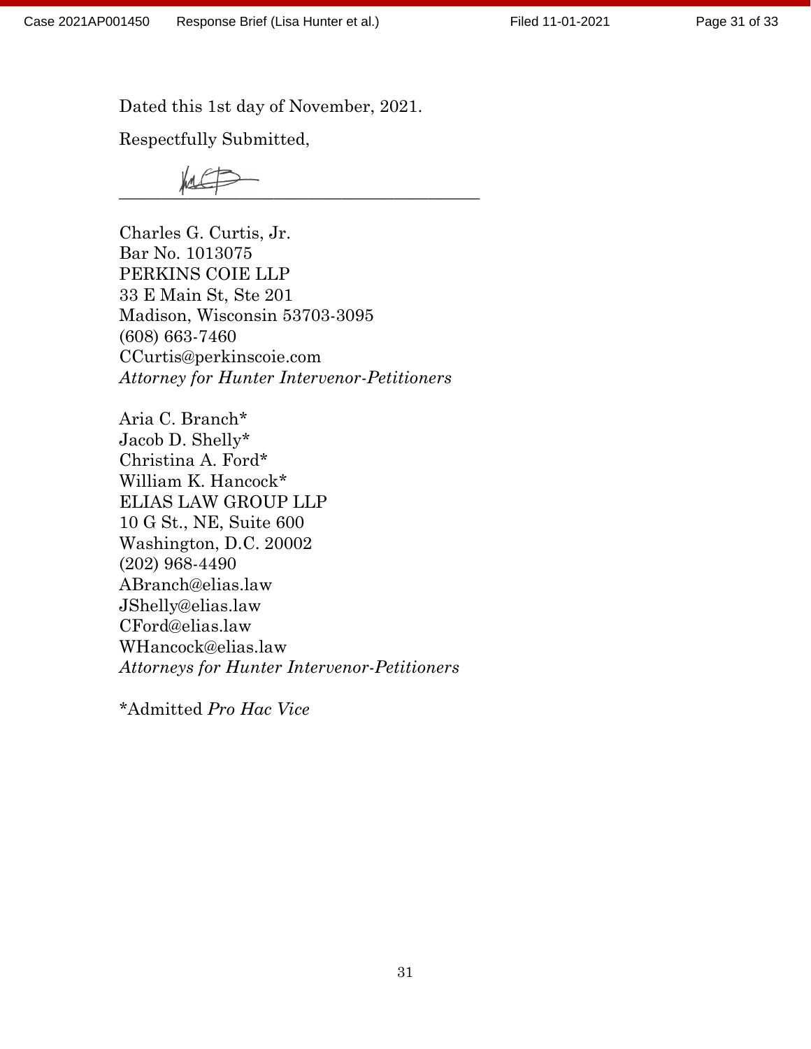Dated this 1st day of November, 2021.

Respectfully Submitted,

\_\_\_\_\_\_\_\_\_\_\_\_\_\_\_\_\_\_\_\_\_\_\_\_\_\_\_\_\_\_\_\_\_\_\_\_\_\_\_\_

Charles G. Curtis, Jr.
Bar No. 1013075
PERKINS COIE LLP
33 E Main St, Ste 201
Madison, Wisconsin 53703-3095
(608) 663-7460
CCurtis@perkinscoie.com
*Attorney for Hunter Intervenor-Petitioners*

Aria C. Branch*
Jacob D. Shelly*
Christina A. Ford*
William K. Hancock*
ELIAS LAW GROUP LLP
10 G St., NE, Suite 600
Washington, D.C. 20002
(202) 968-4490
ABranch@elias.law
JShelly@elias.law
CFord@elias.law
WHancock@elias.law
*Attorneys for Hunter Intervenor-Petitioners*

*Admitted *Pro Hac Vice*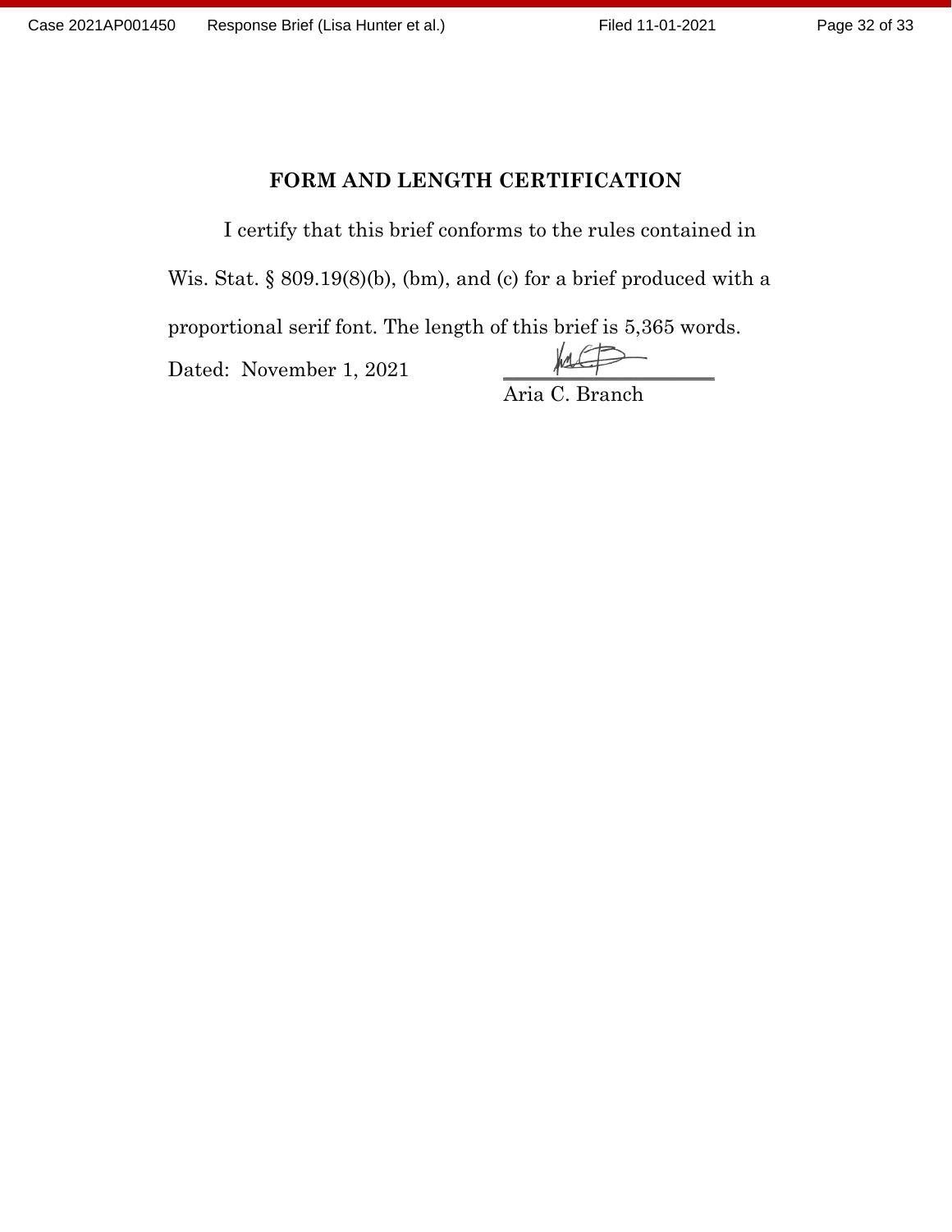## FORM AND LENGTH CERTIFICATION

I certify that this brief conforms to the rules contained in Wis. Stat. § 809.19(8)(b), (bm), and (c) for a brief produced with a proportional serif font. The length of this brief is 5,365 words.

Dated: November 1, 2021

\_\_\_\_\_\_\_\_\_\_\_\_\_\_\_\_\_\_\_\_\_\_\_\_

Aria C. Branch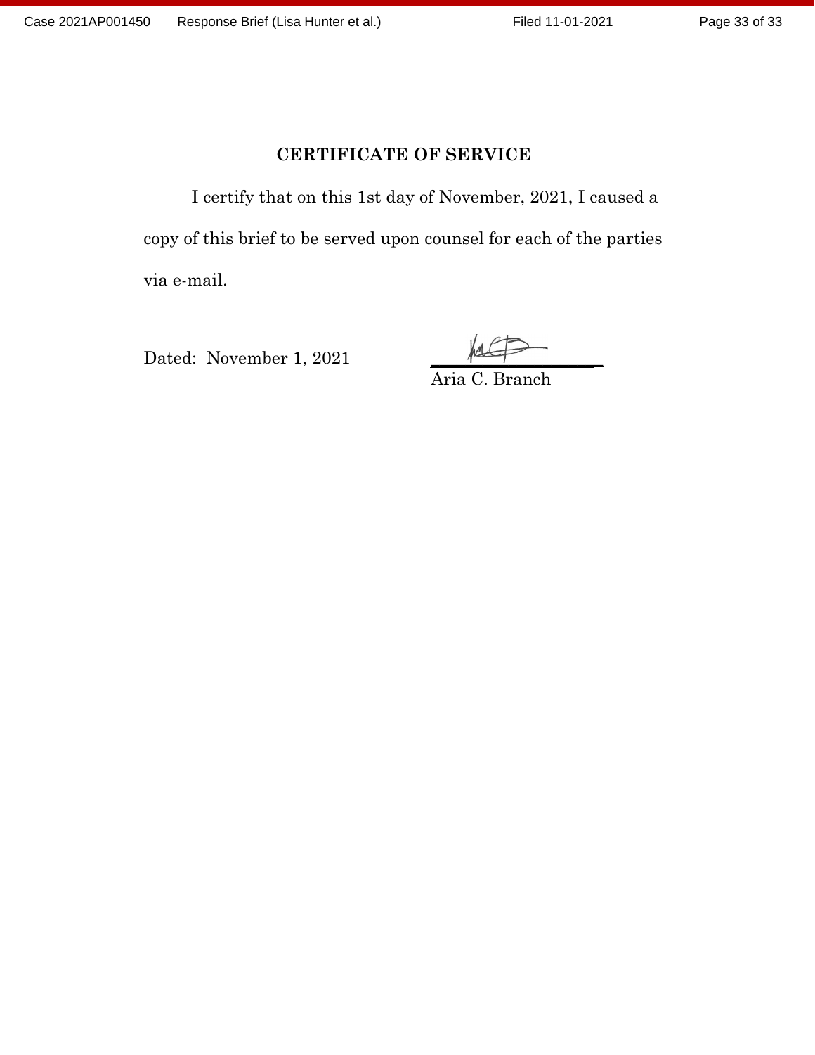## CERTIFICATE OF SERVICE

I certify that on this 1st day of November, 2021, I caused a copy of this brief to be served upon counsel for each of the parties via e-mail.

Dated: November 1, 2021

Aria C. Branch